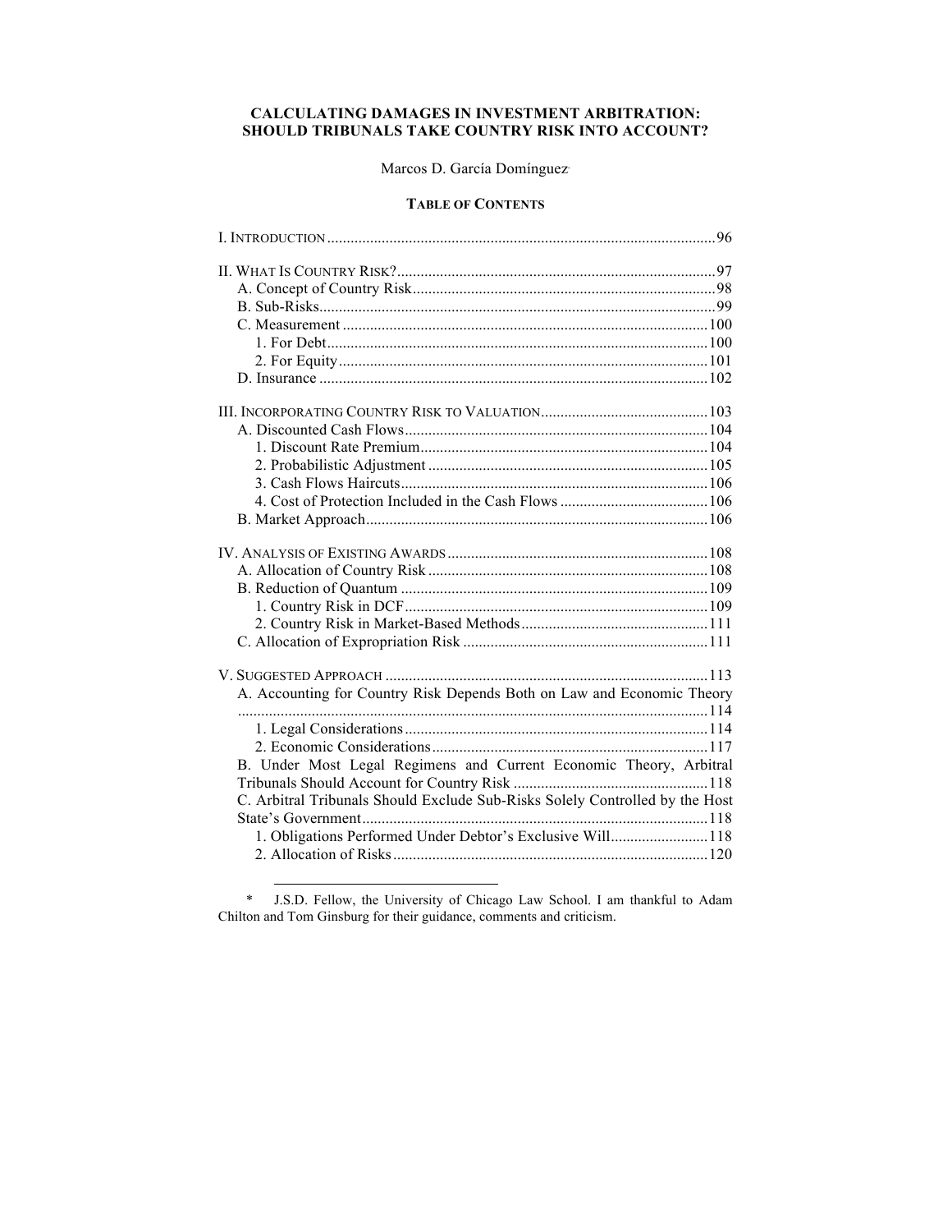# CALCULATING DAMAGES IN INVESTMENT ARBITRATION: SHOULD TRIBUNALS TAKE COUNTRY RISK INTO ACCOUNT?

Marcos D. García Domínguez*

## TABLE OF CONTENTS

I. INTRODUCTION .......... 96

II. WHAT IS COUNTRY RISK? .......... 97
- A. Concept of Country Risk .......... 98
- B. Sub-Risks .......... 99
- C. Measurement .......... 100
  - 1. For Debt .......... 100
  - 2. For Equity .......... 101
- D. Insurance .......... 102

III. INCORPORATING COUNTRY RISK TO VALUATION .......... 103
- A. Discounted Cash Flows .......... 104
  - 1. Discount Rate Premium .......... 104
  - 2. Probabilistic Adjustment .......... 105
  - 3. Cash Flows Haircuts .......... 106
  - 4. Cost of Protection Included in the Cash Flows .......... 106
- B. Market Approach .......... 106

IV. ANALYSIS OF EXISTING AWARDS .......... 108
- A. Allocation of Country Risk .......... 108
- B. Reduction of Quantum .......... 109
  - 1. Country Risk in DCF .......... 109
  - 2. Country Risk in Market-Based Methods .......... 111
- C. Allocation of Expropriation Risk .......... 111

V. SUGGESTED APPROACH .......... 113
- A. Accounting for Country Risk Depends Both on Law and Economic Theory .......... 114
  - 1. Legal Considerations .......... 114
  - 2. Economic Considerations .......... 117
- B. Under Most Legal Regimens and Current Economic Theory, Arbitral Tribunals Should Account for Country Risk .......... 118
- C. Arbitral Tribunals Should Exclude Sub-Risks Solely Controlled by the Host State's Government .......... 118
  - 1. Obligations Performed Under Debtor's Exclusive Will .......... 118
  - 2. Allocation of Risks .......... 120

---

\* J.S.D. Fellow, the University of Chicago Law School. I am thankful to Adam Chilton and Tom Ginsburg for their guidance, comments and criticism.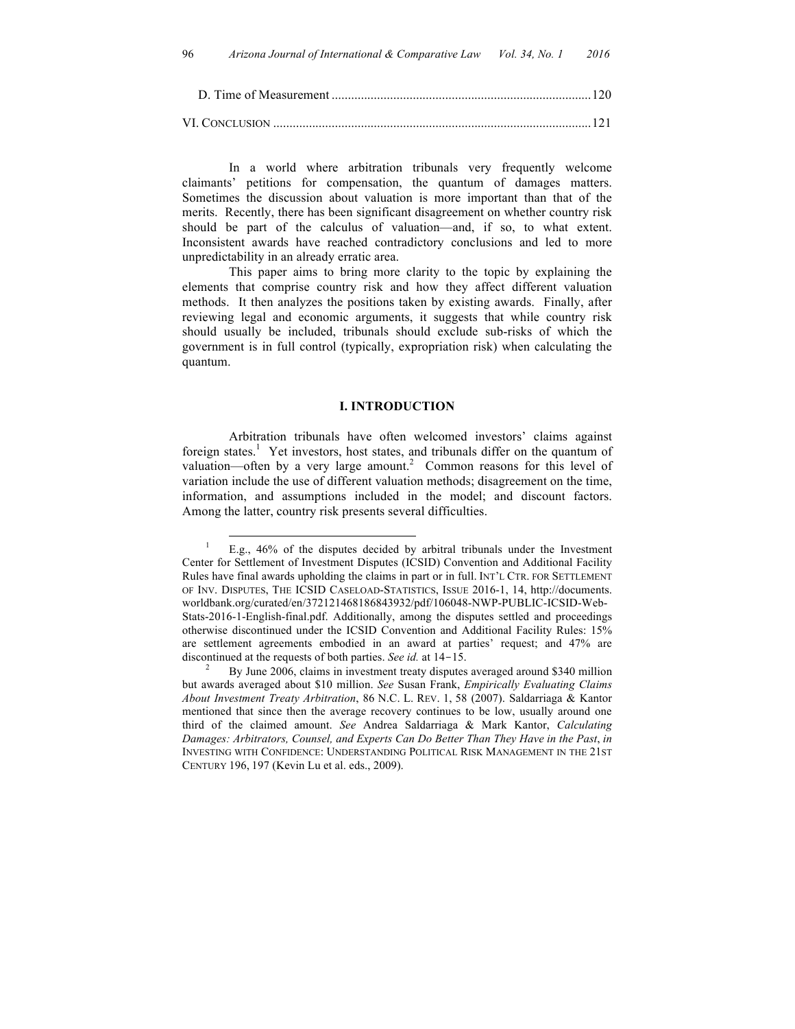D. Time of Measurement ............................................................................... 120

VI. Conclusion ................................................................................................. 121

In a world where arbitration tribunals very frequently welcome claimants' petitions for compensation, the quantum of damages matters. Sometimes the discussion about valuation is more important than that of the merits. Recently, there has been significant disagreement on whether country risk should be part of the calculus of valuation—and, if so, to what extent. Inconsistent awards have reached contradictory conclusions and led to more unpredictability in an already erratic area.

This paper aims to bring more clarity to the topic by explaining the elements that comprise country risk and how they affect different valuation methods. It then analyzes the positions taken by existing awards. Finally, after reviewing legal and economic arguments, it suggests that while country risk should usually be included, tribunals should exclude sub-risks of which the government is in full control (typically, expropriation risk) when calculating the quantum.

## I. INTRODUCTION

Arbitration tribunals have often welcomed investors' claims against foreign states.[1] Yet investors, host states, and tribunals differ on the quantum of valuation—often by a very large amount.[2] Common reasons for this level of variation include the use of different valuation methods; disagreement on the time, information, and assumptions included in the model; and discount factors. Among the latter, country risk presents several difficulties.

---

[1] E.g., 46% of the disputes decided by arbitral tribunals under the Investment Center for Settlement of Investment Disputes (ICSID) Convention and Additional Facility Rules have final awards upholding the claims in part or in full. Int'l Ctr. for Settlement of Inv. Disputes, The ICSID Caseload-Statistics, Issue 2016-1, 14, http://documents.worldbank.org/curated/en/372121468186843932/pdf/106048-NWP-PUBLIC-ICSID-Web-Stats-2016-1-English-final.pdf. Additionally, among the disputes settled and proceedings otherwise discontinued under the ICSID Convention and Additional Facility Rules: 15% are settlement agreements embodied in an award at parties' request; and 47% are discontinued at the requests of both parties. *See id.* at 14–15.

[2] By June 2006, claims in investment treaty disputes averaged around $340 million but awards averaged about $10 million. *See* Susan Frank, *Empirically Evaluating Claims About Investment Treaty Arbitration*, 86 N.C. L. Rev. 1, 58 (2007). Saldarriaga & Kantor mentioned that since then the average recovery continues to be low, usually around one third of the claimed amount. *See* Andrea Saldarriaga & Mark Kantor, *Calculating Damages: Arbitrators, Counsel, and Experts Can Do Better Than They Have in the Past*, *in* Investing with Confidence: Understanding Political Risk Management in the 21st Century 196, 197 (Kevin Lu et al. eds., 2009).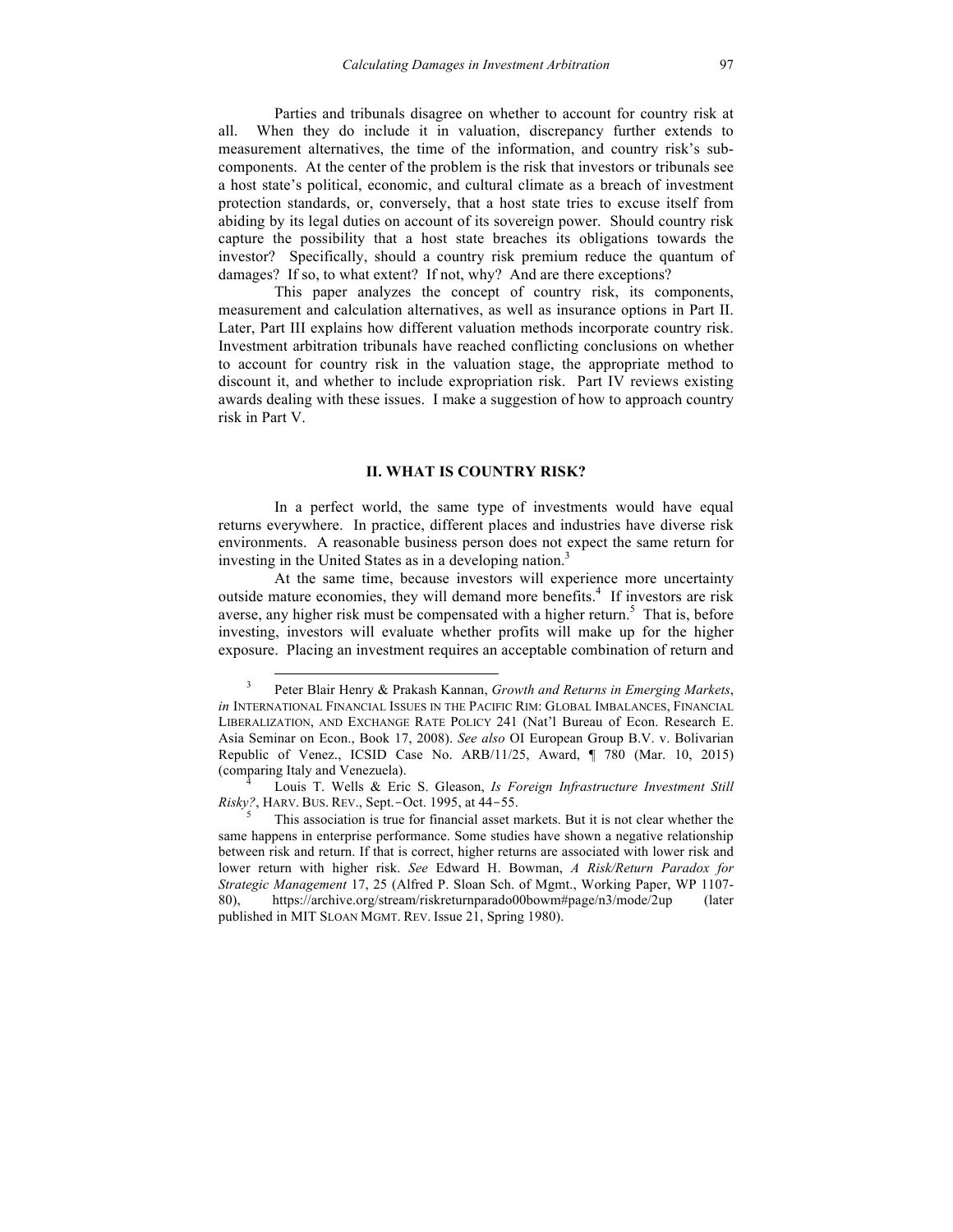Parties and tribunals disagree on whether to account for country risk at all. When they do include it in valuation, discrepancy further extends to measurement alternatives, the time of the information, and country risk's sub-components. At the center of the problem is the risk that investors or tribunals see a host state's political, economic, and cultural climate as a breach of investment protection standards, or, conversely, that a host state tries to excuse itself from abiding by its legal duties on account of its sovereign power. Should country risk capture the possibility that a host state breaches its obligations towards the investor? Specifically, should a country risk premium reduce the quantum of damages? If so, to what extent? If not, why? And are there exceptions?

This paper analyzes the concept of country risk, its components, measurement and calculation alternatives, as well as insurance options in Part II. Later, Part III explains how different valuation methods incorporate country risk. Investment arbitration tribunals have reached conflicting conclusions on whether to account for country risk in the valuation stage, the appropriate method to discount it, and whether to include expropriation risk. Part IV reviews existing awards dealing with these issues. I make a suggestion of how to approach country risk in Part V.

## II. WHAT IS COUNTRY RISK?

In a perfect world, the same type of investments would have equal returns everywhere. In practice, different places and industries have diverse risk environments. A reasonable business person does not expect the same return for investing in the United States as in a developing nation.[3]

At the same time, because investors will experience more uncertainty outside mature economies, they will demand more benefits.[4] If investors are risk averse, any higher risk must be compensated with a higher return.[5] That is, before investing, investors will evaluate whether profits will make up for the higher exposure. Placing an investment requires an acceptable combination of return and

---

[3] Peter Blair Henry & Prakash Kannan, *Growth and Returns in Emerging Markets*, *in* INTERNATIONAL FINANCIAL ISSUES IN THE PACIFIC RIM: GLOBAL IMBALANCES, FINANCIAL LIBERALIZATION, AND EXCHANGE RATE POLICY 241 (Nat'l Bureau of Econ. Research E. Asia Seminar on Econ., Book 17, 2008). *See also* OI European Group B.V. v. Bolivarian Republic of Venez., ICSID Case No. ARB/11/25, Award, ¶ 780 (Mar. 10, 2015) (comparing Italy and Venezuela).

[4] Louis T. Wells & Eric S. Gleason, *Is Foreign Infrastructure Investment Still Risky?*, HARV. BUS. REV., Sept.–Oct. 1995, at 44–55.

[5] This association is true for financial asset markets. But it is not clear whether the same happens in enterprise performance. Some studies have shown a negative relationship between risk and return. If that is correct, higher returns are associated with lower risk and lower return with higher risk. *See* Edward H. Bowman, *A Risk/Return Paradox for Strategic Management* 17, 25 (Alfred P. Sloan Sch. of Mgmt., Working Paper, WP 1107-80), https://archive.org/stream/riskreturnparado00bowm#page/n3/mode/2up (later published in MIT SLOAN MGMT. REV. Issue 21, Spring 1980).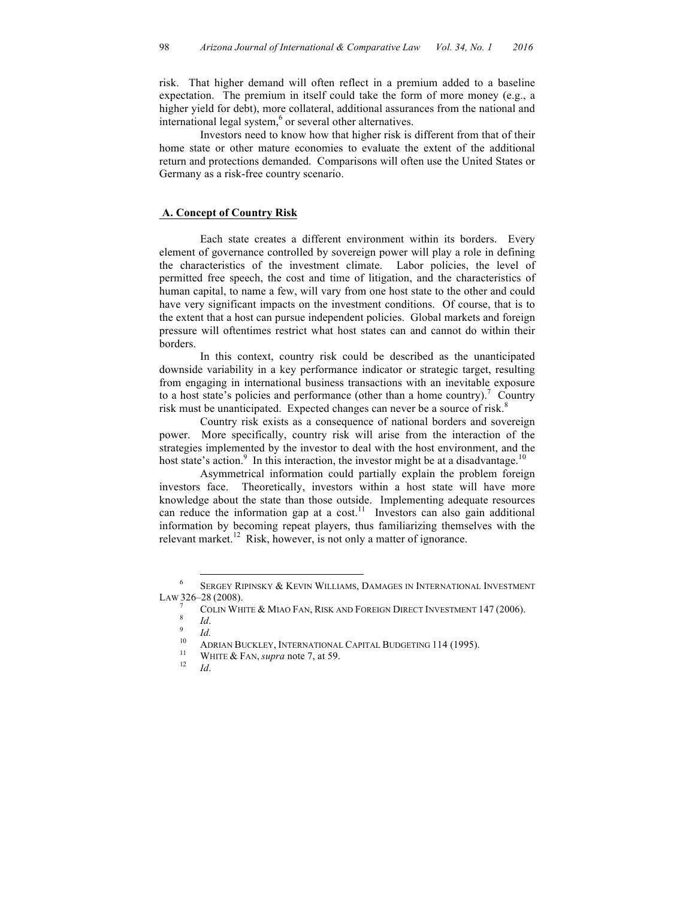risk. That higher demand will often reflect in a premium added to a baseline expectation. The premium in itself could take the form of more money (e.g., a higher yield for debt), more collateral, additional assurances from the national and international legal system,[6] or several other alternatives.

Investors need to know how that higher risk is different from that of their home state or other mature economies to evaluate the extent of the additional return and protections demanded. Comparisons will often use the United States or Germany as a risk-free country scenario.

## A. Concept of Country Risk

Each state creates a different environment within its borders. Every element of governance controlled by sovereign power will play a role in defining the characteristics of the investment climate. Labor policies, the level of permitted free speech, the cost and time of litigation, and the characteristics of human capital, to name a few, will vary from one host state to the other and could have very significant impacts on the investment conditions. Of course, that is to the extent that a host can pursue independent policies. Global markets and foreign pressure will oftentimes restrict what host states can and cannot do within their borders.

In this context, country risk could be described as the unanticipated downside variability in a key performance indicator or strategic target, resulting from engaging in international business transactions with an inevitable exposure to a host state's policies and performance (other than a home country).[7] Country risk must be unanticipated. Expected changes can never be a source of risk.[8]

Country risk exists as a consequence of national borders and sovereign power. More specifically, country risk will arise from the interaction of the strategies implemented by the investor to deal with the host environment, and the host state's action.[9] In this interaction, the investor might be at a disadvantage.[10]

Asymmetrical information could partially explain the problem foreign investors face. Theoretically, investors within a host state will have more knowledge about the state than those outside. Implementing adequate resources can reduce the information gap at a cost.[11] Investors can also gain additional information by becoming repeat players, thus familiarizing themselves with the relevant market.[12] Risk, however, is not only a matter of ignorance.

---

[6] SERGEY RIPINSKY & KEVIN WILLIAMS, DAMAGES IN INTERNATIONAL INVESTMENT LAW 326–28 (2008).

[7] COLIN WHITE & MIAO FAN, RISK AND FOREIGN DIRECT INVESTMENT 147 (2006).

[8] *Id*.

[9] *Id.*

[10] ADRIAN BUCKLEY, INTERNATIONAL CAPITAL BUDGETING 114 (1995).

[11] WHITE & FAN, *supra* note 7, at 59.

[12] *Id*.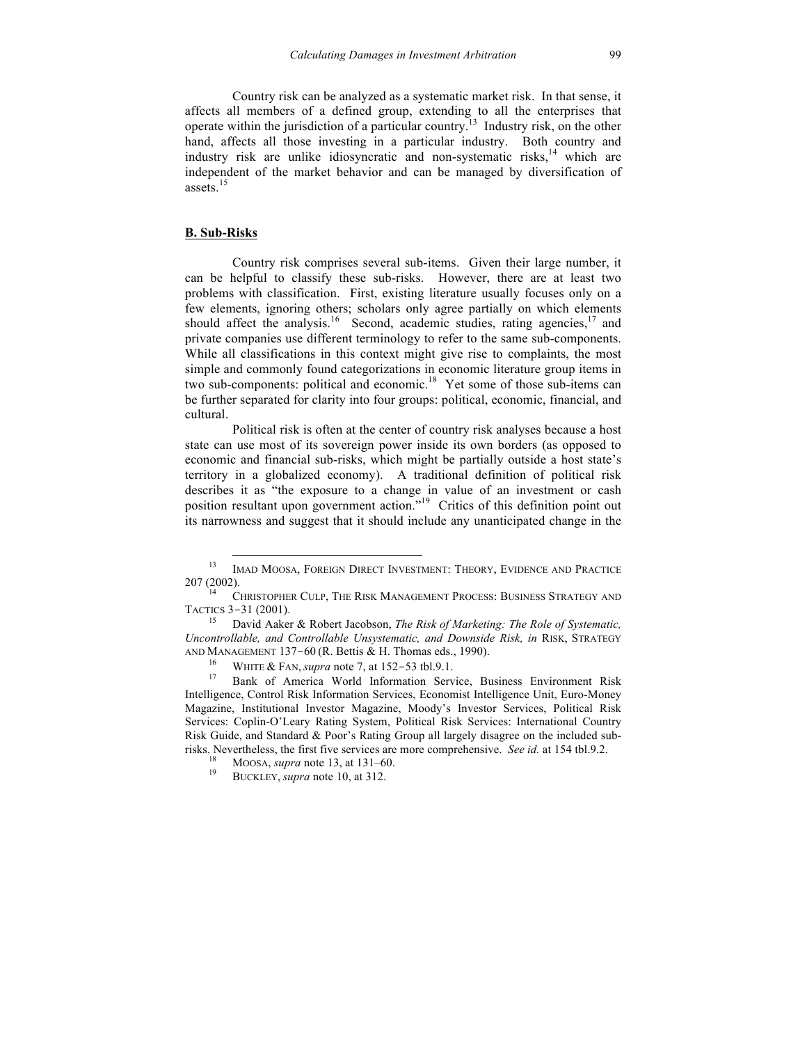Country risk can be analyzed as a systematic market risk. In that sense, it affects all members of a defined group, extending to all the enterprises that operate within the jurisdiction of a particular country.[13] Industry risk, on the other hand, affects all those investing in a particular industry. Both country and industry risk are unlike idiosyncratic and non-systematic risks,[14] which are independent of the market behavior and can be managed by diversification of assets.[15]

### B. Sub-Risks

Country risk comprises several sub-items. Given their large number, it can be helpful to classify these sub-risks. However, there are at least two problems with classification. First, existing literature usually focuses only on a few elements, ignoring others; scholars only agree partially on which elements should affect the analysis.[16] Second, academic studies, rating agencies,[17] and private companies use different terminology to refer to the same sub-components. While all classifications in this context might give rise to complaints, the most simple and commonly found categorizations in economic literature group items in two sub-components: political and economic.[18] Yet some of those sub-items can be further separated for clarity into four groups: political, economic, financial, and cultural.

Political risk is often at the center of country risk analyses because a host state can use most of its sovereign power inside its own borders (as opposed to economic and financial sub-risks, which might be partially outside a host state's territory in a globalized economy). A traditional definition of political risk describes it as "the exposure to a change in value of an investment or cash position resultant upon government action."[19] Critics of this definition point out its narrowness and suggest that it should include any unanticipated change in the

---

[13] IMAD MOOSA, FOREIGN DIRECT INVESTMENT: THEORY, EVIDENCE AND PRACTICE 207 (2002).

[14] CHRISTOPHER CULP, THE RISK MANAGEMENT PROCESS: BUSINESS STRATEGY AND TACTICS 3–31 (2001).

[15] David Aaker & Robert Jacobson, *The Risk of Marketing: The Role of Systematic, Uncontrollable, and Controllable Unsystematic, and Downside Risk, in* RISK, STRATEGY AND MANAGEMENT 137–60 (R. Bettis & H. Thomas eds., 1990).

[16] WHITE & FAN, *supra* note 7, at 152–53 tbl.9.1.

[17] Bank of America World Information Service, Business Environment Risk Intelligence, Control Risk Information Services, Economist Intelligence Unit, Euro-Money Magazine, Institutional Investor Magazine, Moody's Investor Services, Political Risk Services: Coplin-O'Leary Rating System, Political Risk Services: International Country Risk Guide, and Standard & Poor's Rating Group all largely disagree on the included sub-risks. Nevertheless, the first five services are more comprehensive. *See id.* at 154 tbl.9.2.

[18] MOOSA, *supra* note 13, at 131–60.

[19] BUCKLEY, *supra* note 10, at 312.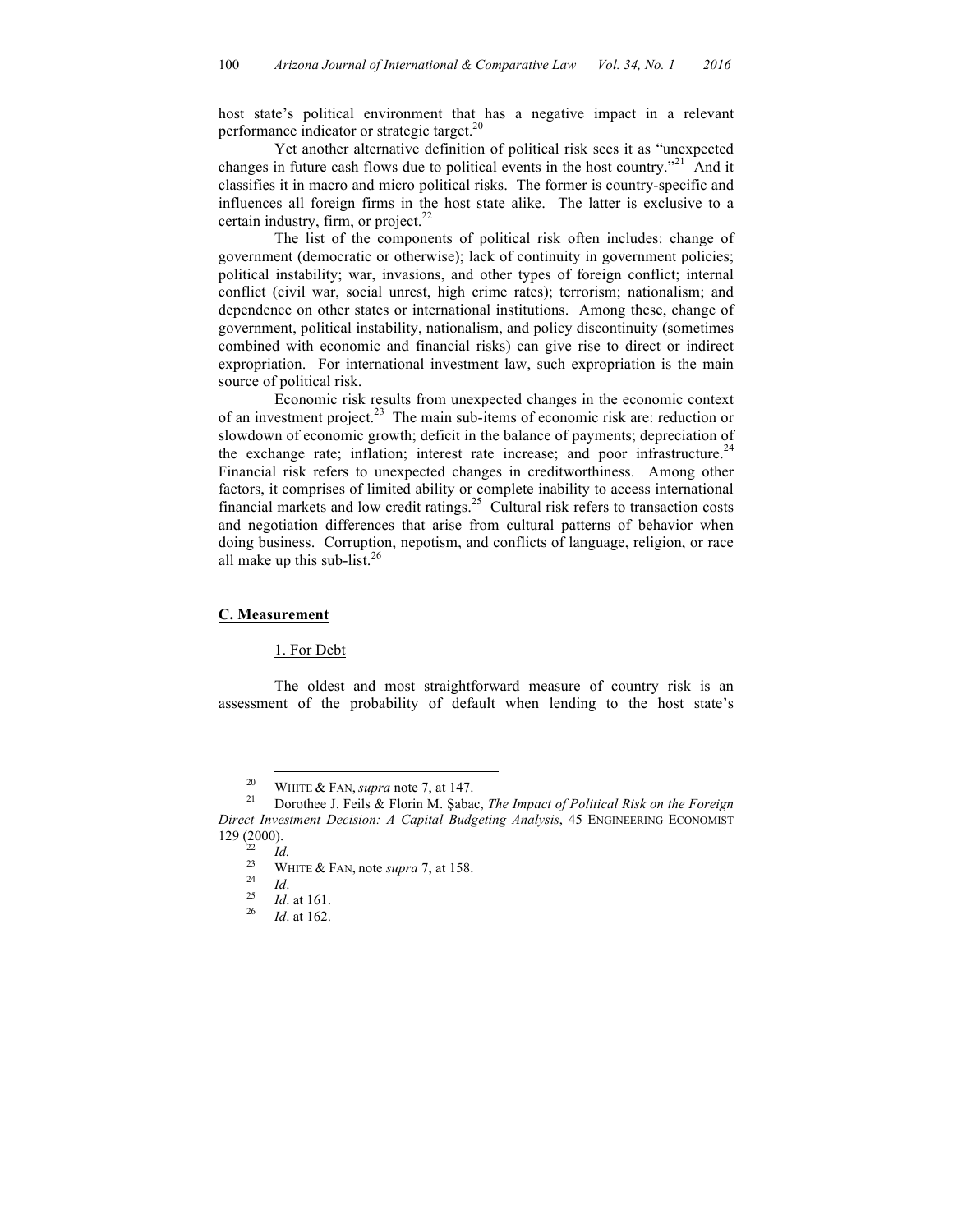host state's political environment that has a negative impact in a relevant performance indicator or strategic target.[20]

Yet another alternative definition of political risk sees it as "unexpected changes in future cash flows due to political events in the host country."[21] And it classifies it in macro and micro political risks. The former is country-specific and influences all foreign firms in the host state alike. The latter is exclusive to a certain industry, firm, or project.[22]

The list of the components of political risk often includes: change of government (democratic or otherwise); lack of continuity in government policies; political instability; war, invasions, and other types of foreign conflict; internal conflict (civil war, social unrest, high crime rates); terrorism; nationalism; and dependence on other states or international institutions. Among these, change of government, political instability, nationalism, and policy discontinuity (sometimes combined with economic and financial risks) can give rise to direct or indirect expropriation. For international investment law, such expropriation is the main source of political risk.

Economic risk results from unexpected changes in the economic context of an investment project.[23] The main sub-items of economic risk are: reduction or slowdown of economic growth; deficit in the balance of payments; depreciation of the exchange rate; inflation; interest rate increase; and poor infrastructure.[24] Financial risk refers to unexpected changes in creditworthiness. Among other factors, it comprises of limited ability or complete inability to access international financial markets and low credit ratings.[25] Cultural risk refers to transaction costs and negotiation differences that arise from cultural patterns of behavior when doing business. Corruption, nepotism, and conflicts of language, religion, or race all make up this sub-list.[26]

### C. Measurement

#### 1. For Debt

The oldest and most straightforward measure of country risk is an assessment of the probability of default when lending to the host state's

---

[20] WHITE & FAN, *supra* note 7, at 147.

[21] Dorothee J. Feils & Florin M. Şabac, *The Impact of Political Risk on the Foreign Direct Investment Decision: A Capital Budgeting Analysis*, 45 ENGINEERING ECONOMIST 129 (2000).

[22] *Id.*

[23] WHITE & FAN, note *supra* 7, at 158.

[24] *Id*.

[25] *Id*. at 161.

[26] *Id*. at 162.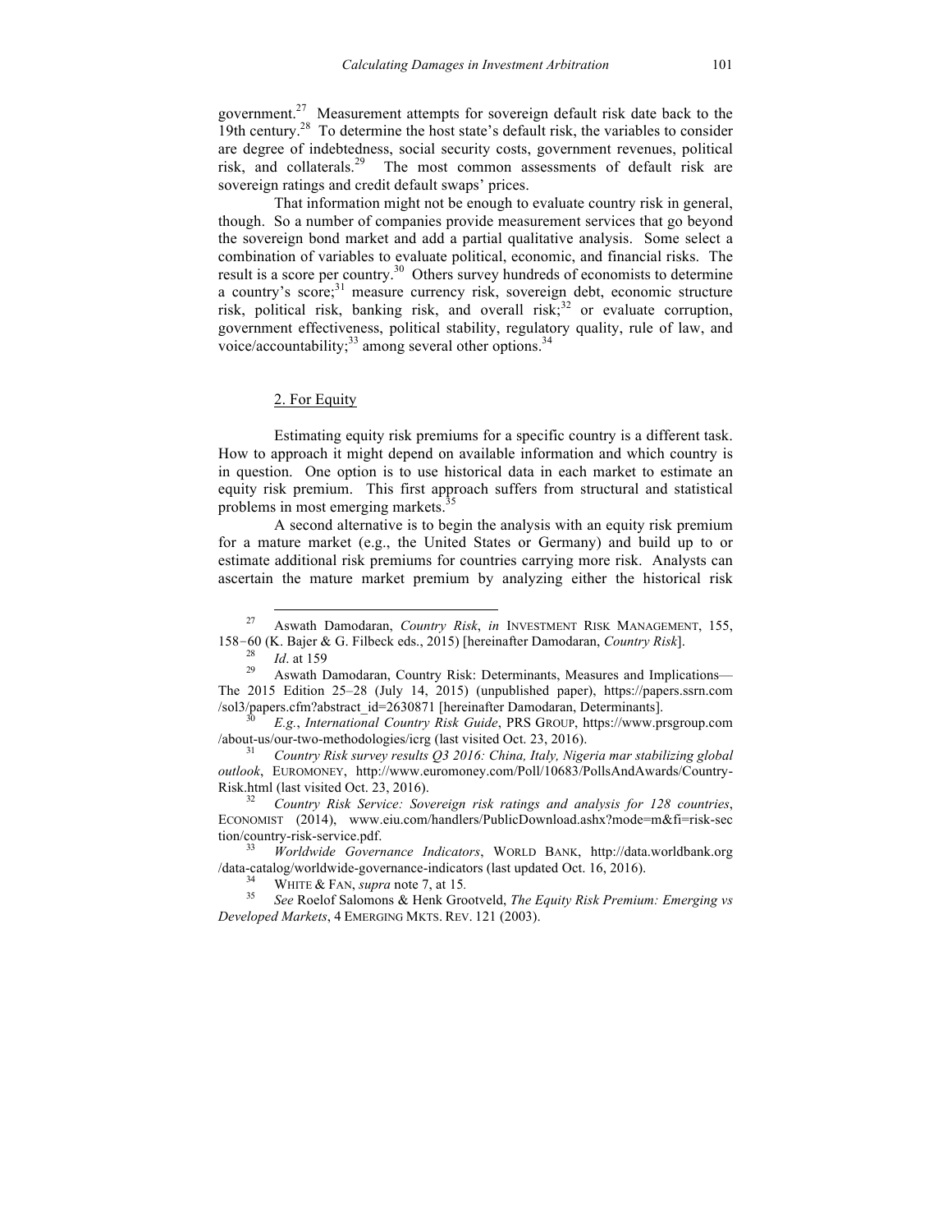government.[27] Measurement attempts for sovereign default risk date back to the 19th century.[28] To determine the host state's default risk, the variables to consider are degree of indebtedness, social security costs, government revenues, political risk, and collaterals.[29] The most common assessments of default risk are sovereign ratings and credit default swaps' prices.

That information might not be enough to evaluate country risk in general, though. So a number of companies provide measurement services that go beyond the sovereign bond market and add a partial qualitative analysis. Some select a combination of variables to evaluate political, economic, and financial risks. The result is a score per country.[30] Others survey hundreds of economists to determine a country's score;[31] measure currency risk, sovereign debt, economic structure risk, political risk, banking risk, and overall risk;[32] or evaluate corruption, government effectiveness, political stability, regulatory quality, rule of law, and voice/accountability;[33] among several other options.[34]

### 2. For Equity

Estimating equity risk premiums for a specific country is a different task. How to approach it might depend on available information and which country is in question. One option is to use historical data in each market to estimate an equity risk premium. This first approach suffers from structural and statistical problems in most emerging markets.[35]

A second alternative is to begin the analysis with an equity risk premium for a mature market (e.g., the United States or Germany) and build up to or estimate additional risk premiums for countries carrying more risk. Analysts can ascertain the mature market premium by analyzing either the historical risk

---

[27] Aswath Damodaran, *Country Risk*, *in* INVESTMENT RISK MANAGEMENT, 155, 158–60 (K. Bajer & G. Filbeck eds., 2015) [hereinafter Damodaran, *Country Risk*].

[28] *Id*. at 159

[29] Aswath Damodaran, Country Risk: Determinants, Measures and Implications—The 2015 Edition 25–28 (July 14, 2015) (unpublished paper), https://papers.ssrn.com/sol3/papers.cfm?abstract_id=2630871 [hereinafter Damodaran, Determinants].

[30] *E.g.*, *International Country Risk Guide*, PRS GROUP, https://www.prsgroup.com/about-us/our-two-methodologies/icrg (last visited Oct. 23, 2016).

[31] *Country Risk survey results Q3 2016: China, Italy, Nigeria mar stabilizing global outlook*, EUROMONEY, http://www.euromoney.com/Poll/10683/PollsAndAwards/Country-Risk.html (last visited Oct. 23, 2016).

[32] *Country Risk Service: Sovereign risk ratings and analysis for 128 countries*, ECONOMIST (2014), www.eiu.com/handlers/PublicDownload.ashx?mode=m&fi=risk-section/country-risk-service.pdf.

[33] *Worldwide Governance Indicators*, WORLD BANK, http://data.worldbank.org/data-catalog/worldwide-governance-indicators (last updated Oct. 16, 2016).

[34] WHITE & FAN, *supra* note 7, at 15.

[35] *See* Roelof Salomons & Henk Grootveld, *The Equity Risk Premium: Emerging vs Developed Markets*, 4 EMERGING MKTS. REV. 121 (2003).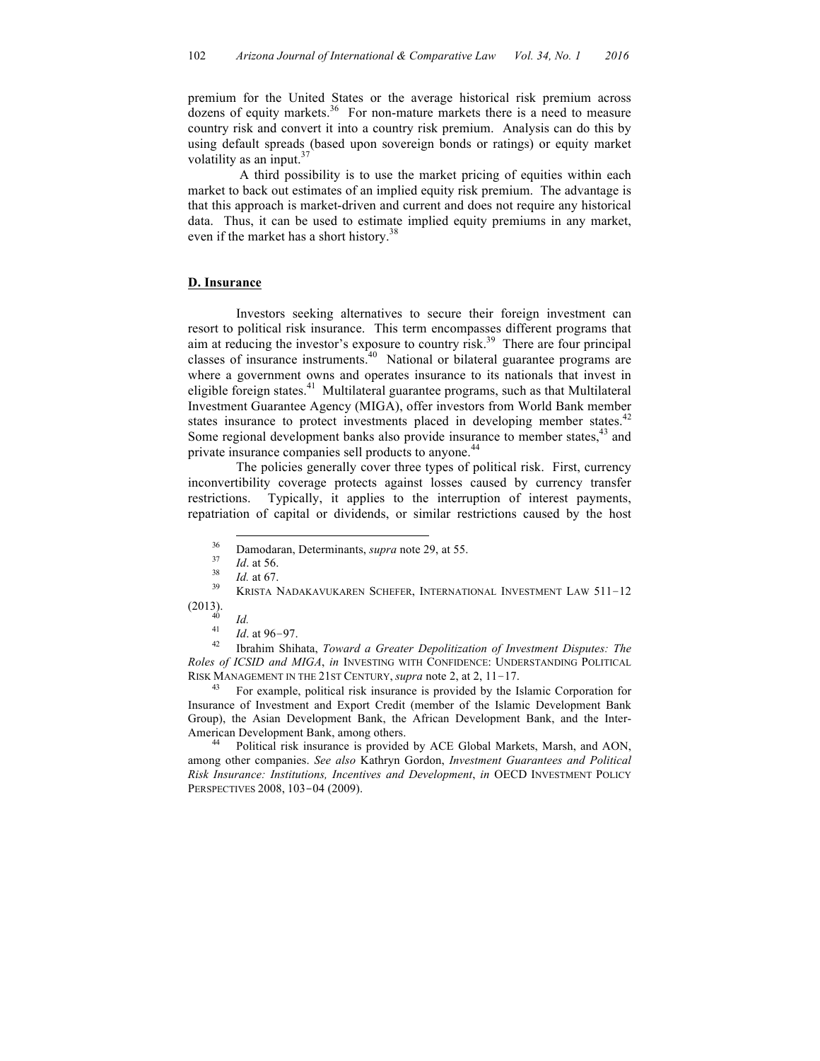premium for the United States or the average historical risk premium across dozens of equity markets.[36] For non-mature markets there is a need to measure country risk and convert it into a country risk premium. Analysis can do this by using default spreads (based upon sovereign bonds or ratings) or equity market volatility as an input.[37]

A third possibility is to use the market pricing of equities within each market to back out estimates of an implied equity risk premium. The advantage is that this approach is market-driven and current and does not require any historical data. Thus, it can be used to estimate implied equity premiums in any market, even if the market has a short history.[38]

## D. Insurance

Investors seeking alternatives to secure their foreign investment can resort to political risk insurance. This term encompasses different programs that aim at reducing the investor's exposure to country risk.[39] There are four principal classes of insurance instruments.[40] National or bilateral guarantee programs are where a government owns and operates insurance to its nationals that invest in eligible foreign states.[41] Multilateral guarantee programs, such as that Multilateral Investment Guarantee Agency (MIGA), offer investors from World Bank member states insurance to protect investments placed in developing member states.[42] Some regional development banks also provide insurance to member states,[43] and private insurance companies sell products to anyone.[44]

The policies generally cover three types of political risk. First, currency inconvertibility coverage protects against losses caused by currency transfer restrictions. Typically, it applies to the interruption of interest payments, repatriation of capital or dividends, or similar restrictions caused by the host

---

[36] Damodaran, Determinants, *supra* note 29, at 55.

[37] *Id*. at 56.

[38] *Id.* at 67.

[39] KRISTA NADAKAVUKAREN SCHEFER, INTERNATIONAL INVESTMENT LAW 511–12 (2013).

[40] *Id.*

[41] *Id*. at 96–97.

[42] Ibrahim Shihata, *Toward a Greater Depolitization of Investment Disputes: The Roles of ICSID and MIGA*, *in* INVESTING WITH CONFIDENCE: UNDERSTANDING POLITICAL RISK MANAGEMENT IN THE 21ST CENTURY, *supra* note 2, at 2, 11–17.

[43] For example, political risk insurance is provided by the Islamic Corporation for Insurance of Investment and Export Credit (member of the Islamic Development Bank Group), the Asian Development Bank, the African Development Bank, and the Inter-American Development Bank, among others.

[44] Political risk insurance is provided by ACE Global Markets, Marsh, and AON, among other companies. *See also* Kathryn Gordon, *Investment Guarantees and Political Risk Insurance: Institutions, Incentives and Development*, *in* OECD INVESTMENT POLICY PERSPECTIVES 2008, 103–04 (2009).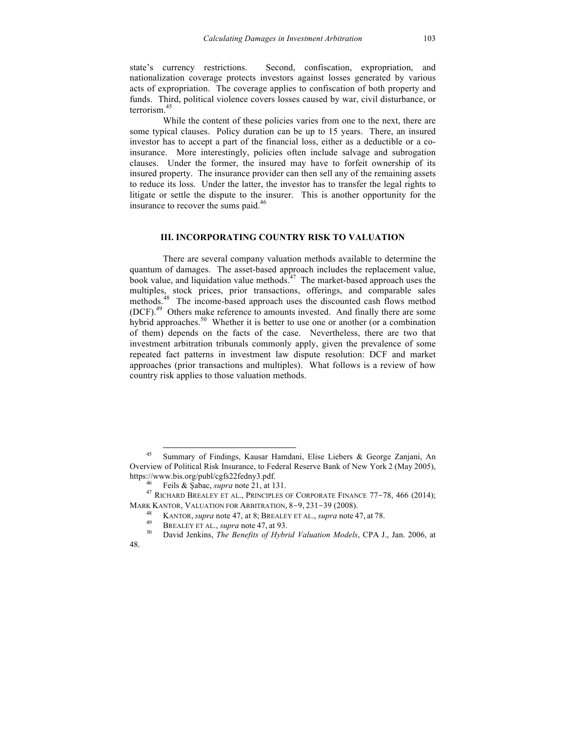state's currency restrictions. Second, confiscation, expropriation, and nationalization coverage protects investors against losses generated by various acts of expropriation. The coverage applies to confiscation of both property and funds. Third, political violence covers losses caused by war, civil disturbance, or terrorism.[45]

While the content of these policies varies from one to the next, there are some typical clauses. Policy duration can be up to 15 years. There, an insured investor has to accept a part of the financial loss, either as a deductible or a co-insurance. More interestingly, policies often include salvage and subrogation clauses. Under the former, the insured may have to forfeit ownership of its insured property. The insurance provider can then sell any of the remaining assets to reduce its loss. Under the latter, the investor has to transfer the legal rights to litigate or settle the dispute to the insurer. This is another opportunity for the insurance to recover the sums paid.[46]

## III. INCORPORATING COUNTRY RISK TO VALUATION

There are several company valuation methods available to determine the quantum of damages. The asset-based approach includes the replacement value, book value, and liquidation value methods.[47] The market-based approach uses the multiples, stock prices, prior transactions, offerings, and comparable sales methods.[48] The income-based approach uses the discounted cash flows method (DCF).[49] Others make reference to amounts invested. And finally there are some hybrid approaches.[50] Whether it is better to use one or another (or a combination of them) depends on the facts of the case. Nevertheless, there are two that investment arbitration tribunals commonly apply, given the prevalence of some repeated fact patterns in investment law dispute resolution: DCF and market approaches (prior transactions and multiples). What follows is a review of how country risk applies to those valuation methods.

---

[45] Summary of Findings, Kausar Hamdani, Elise Liebers & George Zanjani, An Overview of Political Risk Insurance, to Federal Reserve Bank of New York 2 (May 2005), https://www.bis.org/publ/cgfs22fedny3.pdf.

[46] Feils & Şabac, *supra* note 21, at 131.

[47] RICHARD BREALEY ET AL., PRINCIPLES OF CORPORATE FINANCE 77–78, 466 (2014); MARK KANTOR, VALUATION FOR ARBITRATION, 8–9, 231–39 (2008).

[48] KANTOR, *supra* note 47, at 8; BREALEY ET AL., *supra* note 47, at 78.

[49] BREALEY ET AL., *supra* note 47, at 93.

[50] David Jenkins, *The Benefits of Hybrid Valuation Models*, CPA J., Jan. 2006, at 48.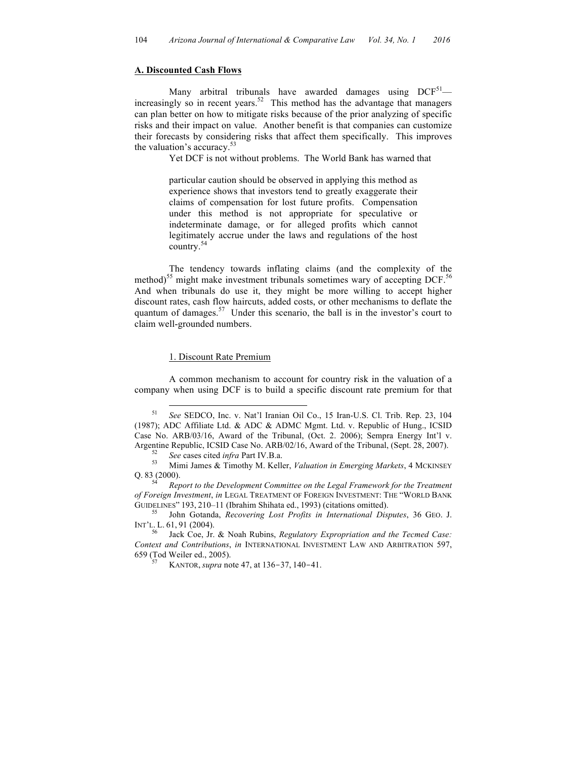**A. Discounted Cash Flows**

Many arbitral tribunals have awarded damages using DCF[51]—increasingly so in recent years.[52] This method has the advantage that managers can plan better on how to mitigate risks because of the prior analyzing of specific risks and their impact on value. Another benefit is that companies can customize their forecasts by considering risks that affect them specifically. This improves the valuation's accuracy.[53]

Yet DCF is not without problems. The World Bank has warned that

> particular caution should be observed in applying this method as experience shows that investors tend to greatly exaggerate their claims of compensation for lost future profits. Compensation under this method is not appropriate for speculative or indeterminate damage, or for alleged profits which cannot legitimately accrue under the laws and regulations of the host country.[54]

The tendency towards inflating claims (and the complexity of the method)[55] might make investment tribunals sometimes wary of accepting DCF.[56] And when tribunals do use it, they might be more willing to accept higher discount rates, cash flow haircuts, added costs, or other mechanisms to deflate the quantum of damages.[57] Under this scenario, the ball is in the investor's court to claim well-grounded numbers.

1. Discount Rate Premium

A common mechanism to account for country risk in the valuation of a company when using DCF is to build a specific discount rate premium for that

---

[51] *See* SEDCO, Inc. v. Nat'l Iranian Oil Co., 15 Iran-U.S. Cl. Trib. Rep. 23, 104 (1987); ADC Affiliate Ltd. & ADC & ADMC Mgmt. Ltd. v. Republic of Hung., ICSID Case No. ARB/03/16, Award of the Tribunal, (Oct. 2. 2006); Sempra Energy Int'l v. Argentine Republic, ICSID Case No. ARB/02/16, Award of the Tribunal, (Sept. 28, 2007).

[52] *See* cases cited *infra* Part IV.B.a.

[53] Mimi James & Timothy M. Keller, *Valuation in Emerging Markets*, 4 MCKINSEY Q. 83 (2000).

[54] *Report to the Development Committee on the Legal Framework for the Treatment of Foreign Investment*, *in* LEGAL TREATMENT OF FOREIGN INVESTMENT: THE "WORLD BANK GUIDELINES" 193, 210–11 (Ibrahim Shihata ed., 1993) (citations omitted).

[55] John Gotanda, *Recovering Lost Profits in International Disputes*, 36 GEO. J. INT'L. L. 61, 91 (2004).

[56] Jack Coe, Jr. & Noah Rubins, *Regulatory Expropriation and the Tecmed Case: Context and Contributions*, *in* INTERNATIONAL INVESTMENT LAW AND ARBITRATION 597, 659 (Tod Weiler ed., 2005).

[57] KANTOR, *supra* note 47, at 136–37, 140–41.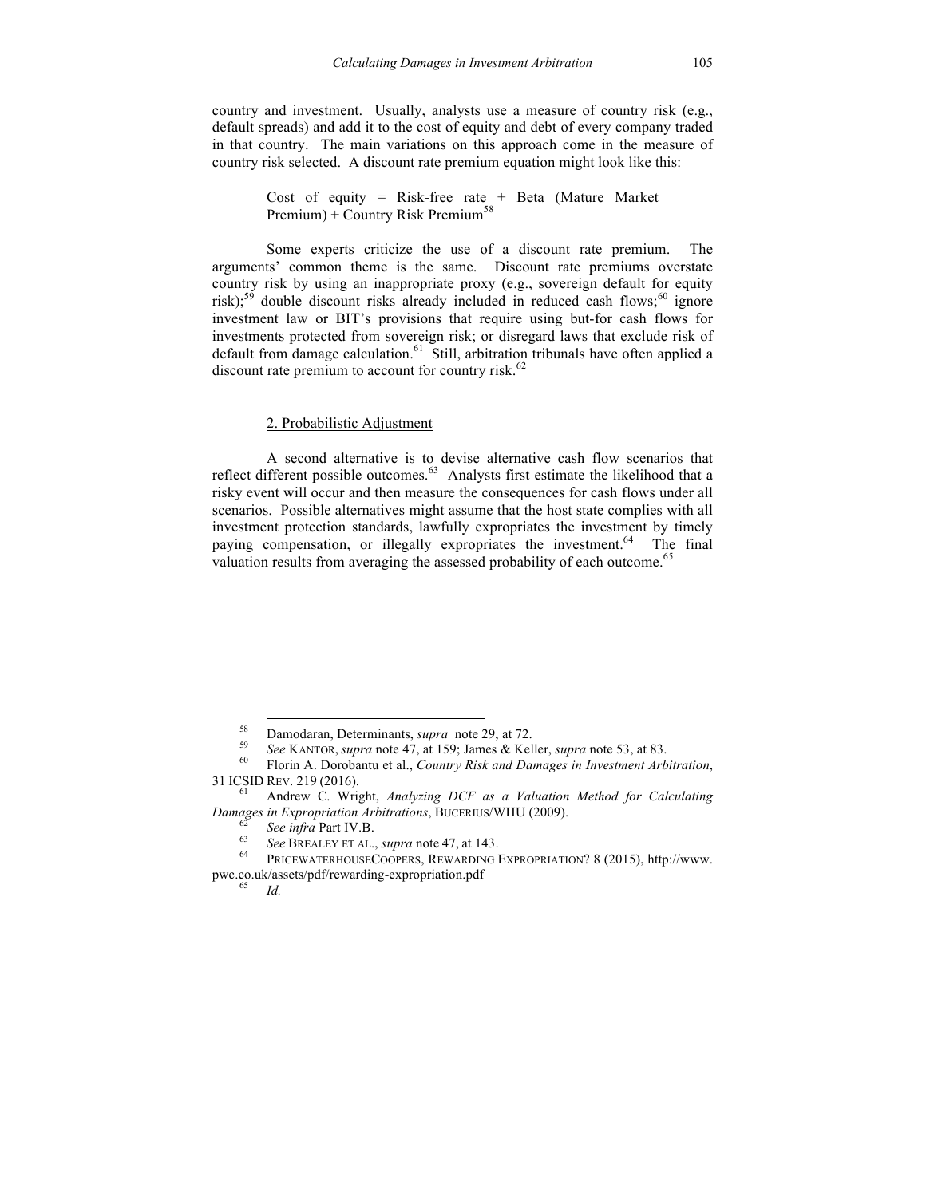country and investment. Usually, analysts use a measure of country risk (e.g., default spreads) and add it to the cost of equity and debt of every company traded in that country. The main variations on this approach come in the measure of country risk selected. A discount rate premium equation might look like this:

> Cost of equity = Risk-free rate + Beta (Mature Market Premium) + Country Risk Premium[58]

Some experts criticize the use of a discount rate premium. The arguments' common theme is the same. Discount rate premiums overstate country risk by using an inappropriate proxy (e.g., sovereign default for equity risk);[59] double discount risks already included in reduced cash flows;[60] ignore investment law or BIT's provisions that require using but-for cash flows for investments protected from sovereign risk; or disregard laws that exclude risk of default from damage calculation.[61] Still, arbitration tribunals have often applied a discount rate premium to account for country risk.[62]

2. Probabilistic Adjustment

A second alternative is to devise alternative cash flow scenarios that reflect different possible outcomes.[63] Analysts first estimate the likelihood that a risky event will occur and then measure the consequences for cash flows under all scenarios. Possible alternatives might assume that the host state complies with all investment protection standards, lawfully expropriates the investment by timely paying compensation, or illegally expropriates the investment.[64] The final valuation results from averaging the assessed probability of each outcome.[65]

---

[58] Damodaran, Determinants, *supra* note 29, at 72.

[59] *See* KANTOR, *supra* note 47, at 159; James & Keller, *supra* note 53, at 83.

[60] Florin A. Dorobantu et al., *Country Risk and Damages in Investment Arbitration*, 31 ICSID REV. 219 (2016).

[61] Andrew C. Wright, *Analyzing DCF as a Valuation Method for Calculating Damages in Expropriation Arbitrations*, BUCERIUS/WHU (2009).

[62] *See infra* Part IV.B.

[63] *See* BREALEY ET AL., *supra* note 47, at 143.

[64] PRICEWATERHOUSECOOPERS, REWARDING EXPROPRIATION? 8 (2015), http://www.pwc.co.uk/assets/pdf/rewarding-expropriation.pdf

[65] *Id.*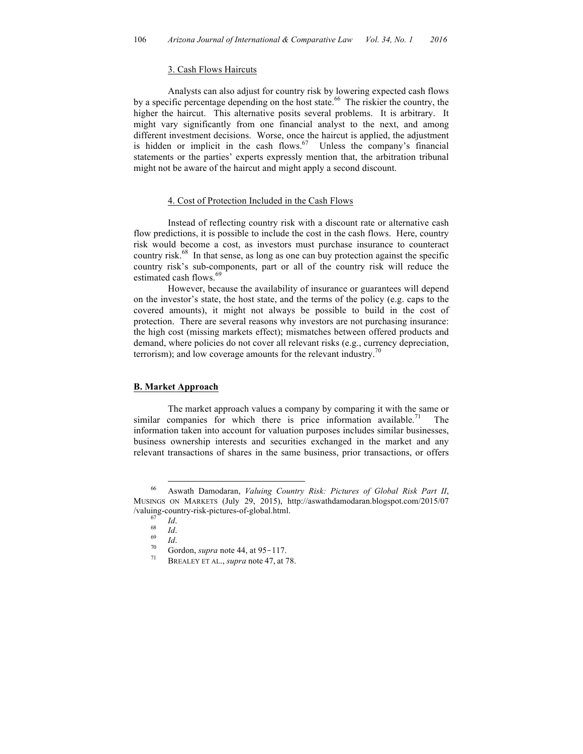### 3. Cash Flows Haircuts

Analysts can also adjust for country risk by lowering expected cash flows by a specific percentage depending on the host state.[66] The riskier the country, the higher the haircut. This alternative posits several problems. It is arbitrary. It might vary significantly from one financial analyst to the next, and among different investment decisions. Worse, once the haircut is applied, the adjustment is hidden or implicit in the cash flows.[67] Unless the company's financial statements or the parties' experts expressly mention that, the arbitration tribunal might not be aware of the haircut and might apply a second discount.

### 4. Cost of Protection Included in the Cash Flows

Instead of reflecting country risk with a discount rate or alternative cash flow predictions, it is possible to include the cost in the cash flows. Here, country risk would become a cost, as investors must purchase insurance to counteract country risk.[68] In that sense, as long as one can buy protection against the specific country risk's sub-components, part or all of the country risk will reduce the estimated cash flows.[69]

However, because the availability of insurance or guarantees will depend on the investor's state, the host state, and the terms of the policy (e.g. caps to the covered amounts), it might not always be possible to build in the cost of protection. There are several reasons why investors are not purchasing insurance: the high cost (missing markets effect); mismatches between offered products and demand, where policies do not cover all relevant risks (e.g., currency depreciation, terrorism); and low coverage amounts for the relevant industry.[70]

## B. Market Approach

The market approach values a company by comparing it with the same or similar companies for which there is price information available.[71] The information taken into account for valuation purposes includes similar businesses, business ownership interests and securities exchanged in the market and any relevant transactions of shares in the same business, prior transactions, or offers

---

[66] Aswath Damodaran, *Valuing Country Risk: Pictures of Global Risk Part II*, MUSINGS ON MARKETS (July 29, 2015), http://aswathdamodaran.blogspot.com/2015/07/valuing-country-risk-pictures-of-global.html.

[67] *Id*.

[68] *Id*.

[69] *Id*.

[70] Gordon, *supra* note 44, at 95–117.

[71] BREALEY ET AL., *supra* note 47, at 78.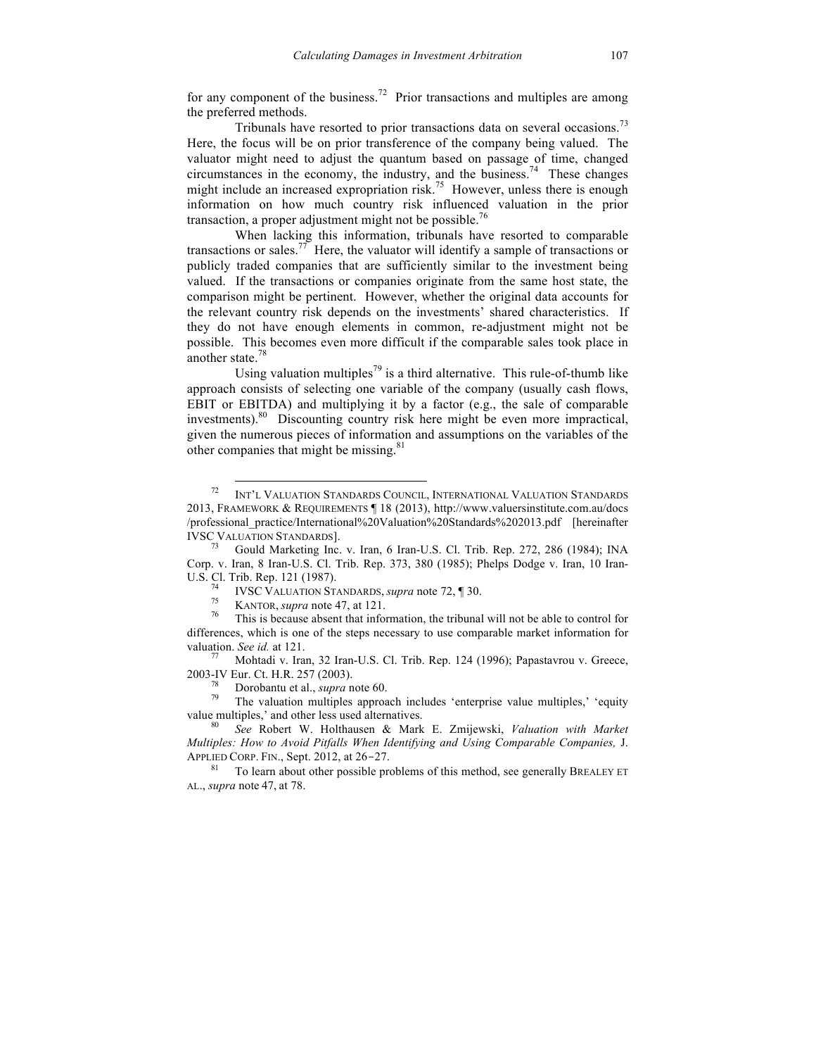for any component of the business.[72] Prior transactions and multiples are among the preferred methods.

Tribunals have resorted to prior transactions data on several occasions.[73] Here, the focus will be on prior transference of the company being valued. The valuator might need to adjust the quantum based on passage of time, changed circumstances in the economy, the industry, and the business.[74] These changes might include an increased expropriation risk.[75] However, unless there is enough information on how much country risk influenced valuation in the prior transaction, a proper adjustment might not be possible.[76]

When lacking this information, tribunals have resorted to comparable transactions or sales.[77] Here, the valuator will identify a sample of transactions or publicly traded companies that are sufficiently similar to the investment being valued. If the transactions or companies originate from the same host state, the comparison might be pertinent. However, whether the original data accounts for the relevant country risk depends on the investments' shared characteristics. If they do not have enough elements in common, re-adjustment might not be possible. This becomes even more difficult if the comparable sales took place in another state.[78]

Using valuation multiples[79] is a third alternative. This rule-of-thumb like approach consists of selecting one variable of the company (usually cash flows, EBIT or EBITDA) and multiplying it by a factor (e.g., the sale of comparable investments).[80] Discounting country risk here might be even more impractical, given the numerous pieces of information and assumptions on the variables of the other companies that might be missing.[81]

---

[72] INT'L VALUATION STANDARDS COUNCIL, INTERNATIONAL VALUATION STANDARDS 2013, FRAMEWORK & REQUIREMENTS ¶ 18 (2013), http://www.valuersinstitute.com.au/docs/professional_practice/International%20Valuation%20Standards%202013.pdf [hereinafter IVSC VALUATION STANDARDS].

[73] Gould Marketing Inc. v. Iran, 6 Iran-U.S. Cl. Trib. Rep. 272, 286 (1984); INA Corp. v. Iran, 8 Iran-U.S. Cl. Trib. Rep. 373, 380 (1985); Phelps Dodge v. Iran, 10 Iran-U.S. Cl. Trib. Rep. 121 (1987).

[74] IVSC VALUATION STANDARDS, *supra* note 72, ¶ 30.

[75] KANTOR, *supra* note 47, at 121.

[76] This is because absent that information, the tribunal will not be able to control for differences, which is one of the steps necessary to use comparable market information for valuation. *See id.* at 121.

[77] Mohtadi v. Iran, 32 Iran-U.S. Cl. Trib. Rep. 124 (1996); Papastavrou v. Greece, 2003-IV Eur. Ct. H.R. 257 (2003).

[78] Dorobantu et al., *supra* note 60.

[79] The valuation multiples approach includes 'enterprise value multiples,' 'equity value multiples,' and other less used alternatives.

[80] *See* Robert W. Holthausen & Mark E. Zmijewski, *Valuation with Market Multiples: How to Avoid Pitfalls When Identifying and Using Comparable Companies,* J. APPLIED CORP. FIN., Sept. 2012, at 26–27.

[81] To learn about other possible problems of this method, see generally BREALEY ET AL., *supra* note 47, at 78.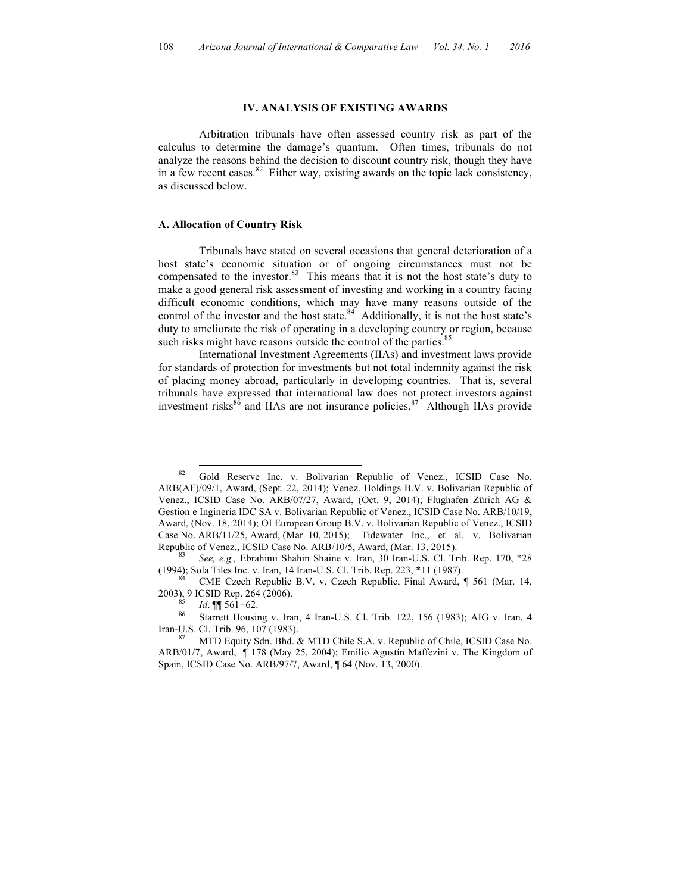## IV. ANALYSIS OF EXISTING AWARDS

Arbitration tribunals have often assessed country risk as part of the calculus to determine the damage's quantum. Often times, tribunals do not analyze the reasons behind the decision to discount country risk, though they have in a few recent cases.[82] Either way, existing awards on the topic lack consistency, as discussed below.

### A. Allocation of Country Risk

Tribunals have stated on several occasions that general deterioration of a host state's economic situation or of ongoing circumstances must not be compensated to the investor.[83] This means that it is not the host state's duty to make a good general risk assessment of investing and working in a country facing difficult economic conditions, which may have many reasons outside of the control of the investor and the host state.[84] Additionally, it is not the host state's duty to ameliorate the risk of operating in a developing country or region, because such risks might have reasons outside the control of the parties.[85]

International Investment Agreements (IIAs) and investment laws provide for standards of protection for investments but not total indemnity against the risk of placing money abroad, particularly in developing countries. That is, several tribunals have expressed that international law does not protect investors against investment risks[86] and IIAs are not insurance policies.[87] Although IIAs provide

---

[82] Gold Reserve Inc. v. Bolivarian Republic of Venez., ICSID Case No. ARB(AF)/09/1, Award, (Sept. 22, 2014); Venez. Holdings B.V. v. Bolivarian Republic of Venez., ICSID Case No. ARB/07/27, Award, (Oct. 9, 2014); Flughafen Zürich AG & Gestion e Ingineria IDC SA v. Bolivarian Republic of Venez., ICSID Case No. ARB/10/19, Award, (Nov. 18, 2014); OI European Group B.V. v. Bolivarian Republic of Venez., ICSID Case No. ARB/11/25, Award, (Mar. 10, 2015); Tidewater Inc., et al. v. Bolivarian Republic of Venez., ICSID Case No. ARB/10/5, Award, (Mar. 13, 2015).

[83] *See, e.g.,* Ebrahimi Shahin Shaine v. Iran, 30 Iran-U.S. Cl. Trib. Rep. 170, *28 (1994); Sola Tiles Inc. v. Iran, 14 Iran-U.S. Cl. Trib. Rep. 223, *11 (1987).

[84] CME Czech Republic B.V. v. Czech Republic, Final Award, ¶ 561 (Mar. 14, 2003), 9 ICSID Rep. 264 (2006).

[85] *Id*. ¶¶ 561–62.

[86] Starrett Housing v. Iran, 4 Iran-U.S. Cl. Trib. 122, 156 (1983); AIG v. Iran, 4 Iran-U.S. Cl. Trib. 96, 107 (1983).

[87] MTD Equity Sdn. Bhd. & MTD Chile S.A. v. Republic of Chile, ICSID Case No. ARB/01/7, Award, ¶ 178 (May 25, 2004); Emilio Agustín Maffezini v. The Kingdom of Spain, ICSID Case No. ARB/97/7, Award, ¶ 64 (Nov. 13, 2000).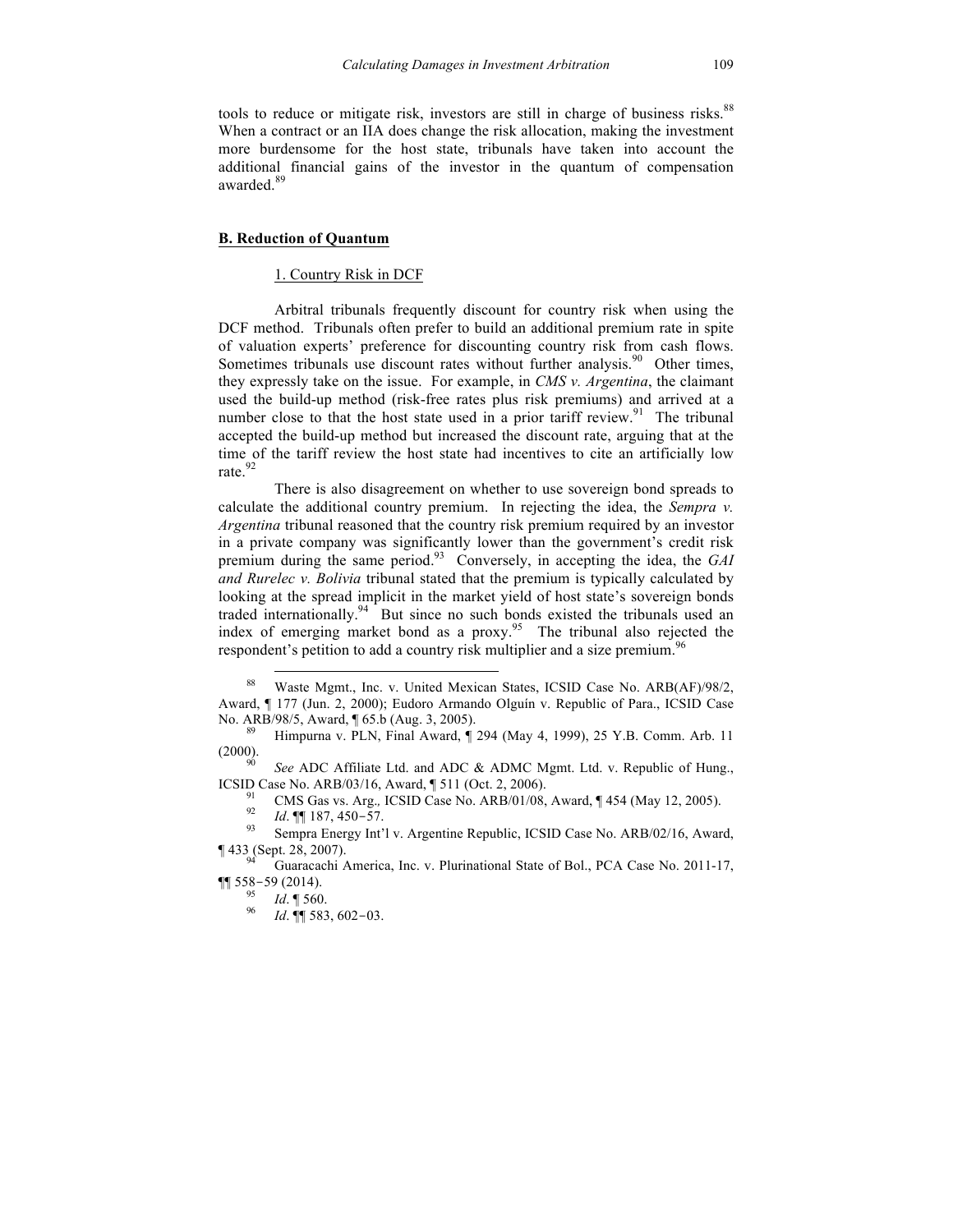tools to reduce or mitigate risk, investors are still in charge of business risks.[88] When a contract or an IIA does change the risk allocation, making the investment more burdensome for the host state, tribunals have taken into account the additional financial gains of the investor in the quantum of compensation awarded.[89]

### B. Reduction of Quantum

#### 1. Country Risk in DCF

Arbitral tribunals frequently discount for country risk when using the DCF method. Tribunals often prefer to build an additional premium rate in spite of valuation experts' preference for discounting country risk from cash flows. Sometimes tribunals use discount rates without further analysis.[90] Other times, they expressly take on the issue. For example, in *CMS v. Argentina*, the claimant used the build-up method (risk-free rates plus risk premiums) and arrived at a number close to that the host state used in a prior tariff review.[91] The tribunal accepted the build-up method but increased the discount rate, arguing that at the time of the tariff review the host state had incentives to cite an artificially low rate.[92]

There is also disagreement on whether to use sovereign bond spreads to calculate the additional country premium. In rejecting the idea, the *Sempra v. Argentina* tribunal reasoned that the country risk premium required by an investor in a private company was significantly lower than the government's credit risk premium during the same period.[93] Conversely, in accepting the idea, the *GAI and Rurelec v. Bolivia* tribunal stated that the premium is typically calculated by looking at the spread implicit in the market yield of host state's sovereign bonds traded internationally.[94] But since no such bonds existed the tribunals used an index of emerging market bond as a proxy.[95] The tribunal also rejected the respondent's petition to add a country risk multiplier and a size premium.[96]

---

[88] Waste Mgmt., Inc. v. United Mexican States, ICSID Case No. ARB(AF)/98/2, Award, ¶ 177 (Jun. 2, 2000); Eudoro Armando Olguín v. Republic of Para., ICSID Case No. ARB/98/5, Award, ¶ 65.b (Aug. 3, 2005).

[89] Himpurna v. PLN, Final Award, ¶ 294 (May 4, 1999), 25 Y.B. Comm. Arb. 11 (2000).

[90] *See* ADC Affiliate Ltd. and ADC & ADMC Mgmt. Ltd. v. Republic of Hung., ICSID Case No. ARB/03/16, Award, ¶ 511 (Oct. 2, 2006).

[91] CMS Gas vs. Arg.*,* ICSID Case No. ARB/01/08, Award, ¶ 454 (May 12, 2005).

[92] *Id*. ¶¶ 187, 450–57.

[93] Sempra Energy Int'l v. Argentine Republic, ICSID Case No. ARB/02/16, Award, ¶ 433 (Sept. 28, 2007).

[94] Guaracachi America, Inc. v. Plurinational State of Bol., PCA Case No. 2011-17, ¶¶ 558–59 (2014).

[95] *Id*. ¶ 560.

[96] *Id*. ¶¶ 583, 602–03.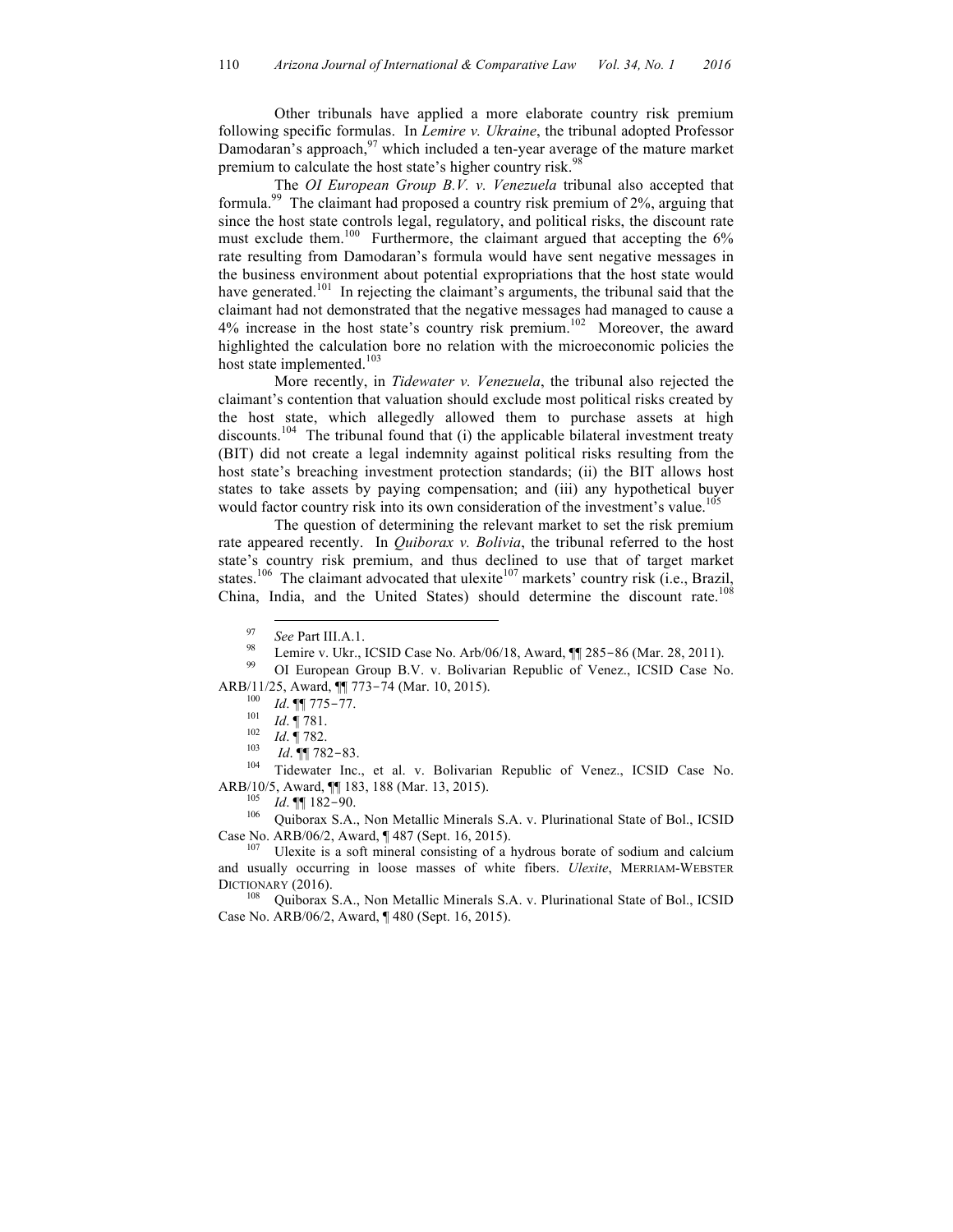Other tribunals have applied a more elaborate country risk premium following specific formulas. In *Lemire v. Ukraine*, the tribunal adopted Professor Damodaran's approach,[97] which included a ten-year average of the mature market premium to calculate the host state's higher country risk.[98]

The *OI European Group B.V. v. Venezuela* tribunal also accepted that formula.[99] The claimant had proposed a country risk premium of 2%, arguing that since the host state controls legal, regulatory, and political risks, the discount rate must exclude them.[100] Furthermore, the claimant argued that accepting the 6% rate resulting from Damodaran's formula would have sent negative messages in the business environment about potential expropriations that the host state would have generated.[101] In rejecting the claimant's arguments, the tribunal said that the claimant had not demonstrated that the negative messages had managed to cause a 4% increase in the host state's country risk premium.[102] Moreover, the award highlighted the calculation bore no relation with the microeconomic policies the host state implemented.[103]

More recently, in *Tidewater v. Venezuela*, the tribunal also rejected the claimant's contention that valuation should exclude most political risks created by the host state, which allegedly allowed them to purchase assets at high discounts.[104] The tribunal found that (i) the applicable bilateral investment treaty (BIT) did not create a legal indemnity against political risks resulting from the host state's breaching investment protection standards; (ii) the BIT allows host states to take assets by paying compensation; and (iii) any hypothetical buyer would factor country risk into its own consideration of the investment's value.[105]

The question of determining the relevant market to set the risk premium rate appeared recently. In *Quiborax v. Bolivia*, the tribunal referred to the host state's country risk premium, and thus declined to use that of target market states.[106] The claimant advocated that ulexite[107] markets' country risk (i.e., Brazil, China, India, and the United States) should determine the discount rate.[108]

---

[97] *See* Part III.A.1.

[98] Lemire v. Ukr., ICSID Case No. Arb/06/18, Award, ¶¶ 285−86 (Mar. 28, 2011).

[99] OI European Group B.V. v. Bolivarian Republic of Venez., ICSID Case No. ARB/11/25, Award, ¶¶ 773−74 (Mar. 10, 2015).

[100] *Id*. ¶¶ 775−77.

[101] *Id*. ¶ 781.

[102] *Id*. ¶ 782.

[103] *Id*. ¶¶ 782−83.

[104] Tidewater Inc., et al. v. Bolivarian Republic of Venez., ICSID Case No. ARB/10/5, Award, ¶¶ 183, 188 (Mar. 13, 2015).

[105] *Id*. ¶¶ 182−90.

[106] Quiborax S.A., Non Metallic Minerals S.A. v. Plurinational State of Bol., ICSID Case No. ARB/06/2, Award, ¶ 487 (Sept. 16, 2015).

[107] Ulexite is a soft mineral consisting of a hydrous borate of sodium and calcium and usually occurring in loose masses of white fibers. *Ulexite*, MERRIAM-WEBSTER DICTIONARY (2016).

[108] Quiborax S.A., Non Metallic Minerals S.A. v. Plurinational State of Bol., ICSID Case No. ARB/06/2, Award, ¶ 480 (Sept. 16, 2015).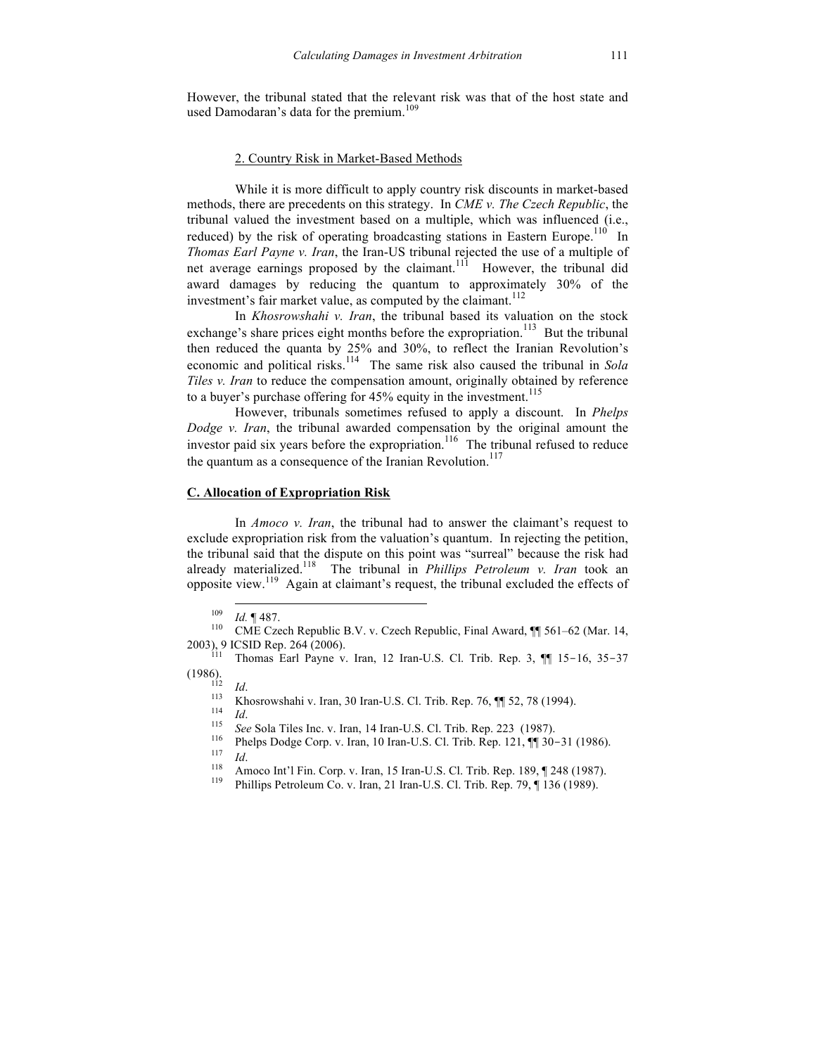However, the tribunal stated that the relevant risk was that of the host state and used Damodaran's data for the premium.[109]

2. Country Risk in Market-Based Methods

While it is more difficult to apply country risk discounts in market-based methods, there are precedents on this strategy. In *CME v. The Czech Republic*, the tribunal valued the investment based on a multiple, which was influenced (i.e., reduced) by the risk of operating broadcasting stations in Eastern Europe.[110] In *Thomas Earl Payne v. Iran*, the Iran-US tribunal rejected the use of a multiple of net average earnings proposed by the claimant.[111] However, the tribunal did award damages by reducing the quantum to approximately 30% of the investment's fair market value, as computed by the claimant.[112]

In *Khosrowshahi v. Iran*, the tribunal based its valuation on the stock exchange's share prices eight months before the expropriation.[113] But the tribunal then reduced the quanta by 25% and 30%, to reflect the Iranian Revolution's economic and political risks.[114] The same risk also caused the tribunal in *Sola Tiles v. Iran* to reduce the compensation amount, originally obtained by reference to a buyer's purchase offering for 45% equity in the investment.[115]

However, tribunals sometimes refused to apply a discount. In *Phelps Dodge v. Iran*, the tribunal awarded compensation by the original amount the investor paid six years before the expropriation.[116] The tribunal refused to reduce the quantum as a consequence of the Iranian Revolution.[117]

**C. Allocation of Expropriation Risk**

In *Amoco v. Iran*, the tribunal had to answer the claimant's request to exclude expropriation risk from the valuation's quantum. In rejecting the petition, the tribunal said that the dispute on this point was "surreal" because the risk had already materialized.[118] The tribunal in *Phillips Petroleum v. Iran* took an opposite view.[119] Again at claimant's request, the tribunal excluded the effects of

---

[109] *Id.* ¶ 487.

[110] CME Czech Republic B.V. v. Czech Republic, Final Award, ¶¶ 561–62 (Mar. 14, 2003), 9 ICSID Rep. 264 (2006).

[111] Thomas Earl Payne v. Iran, 12 Iran-U.S. Cl. Trib. Rep. 3, ¶¶ 15−16, 35−37 (1986).

[112] *Id*.

[113] Khosrowshahi v. Iran, 30 Iran-U.S. Cl. Trib. Rep. 76, ¶¶ 52, 78 (1994).

[114] *Id*.

[115] *See* Sola Tiles Inc. v. Iran, 14 Iran-U.S. Cl. Trib. Rep. 223 (1987).

[116] Phelps Dodge Corp. v. Iran, 10 Iran-U.S. Cl. Trib. Rep. 121, ¶¶ 30−31 (1986).

[117] *Id*.

[118] Amoco Int'l Fin. Corp. v. Iran, 15 Iran-U.S. Cl. Trib. Rep. 189, ¶ 248 (1987).

[119] Phillips Petroleum Co. v. Iran, 21 Iran-U.S. Cl. Trib. Rep. 79, ¶ 136 (1989).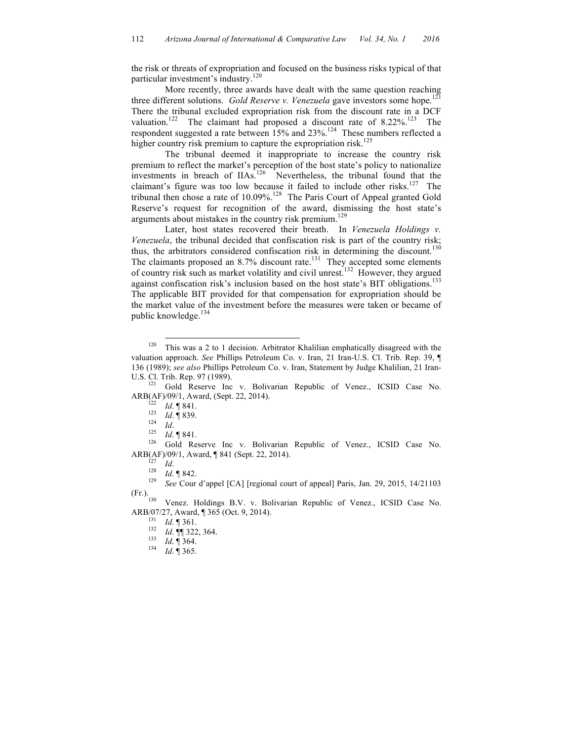the risk or threats of expropriation and focused on the business risks typical of that particular investment's industry.[120]

More recently, three awards have dealt with the same question reaching three different solutions. *Gold Reserve v. Venezuela* gave investors some hope.[121] There the tribunal excluded expropriation risk from the discount rate in a DCF valuation.[122] The claimant had proposed a discount rate of 8.22%.[123] The respondent suggested a rate between 15% and 23%.[124] These numbers reflected a higher country risk premium to capture the expropriation risk.[125]

The tribunal deemed it inappropriate to increase the country risk premium to reflect the market's perception of the host state's policy to nationalize investments in breach of IIAs.[126] Nevertheless, the tribunal found that the claimant's figure was too low because it failed to include other risks.[127] The tribunal then chose a rate of 10.09%.[128] The Paris Court of Appeal granted Gold Reserve's request for recognition of the award, dismissing the host state's arguments about mistakes in the country risk premium.[129]

Later, host states recovered their breath. In *Venezuela Holdings v. Venezuela*, the tribunal decided that confiscation risk is part of the country risk; thus, the arbitrators considered confiscation risk in determining the discount.[130] The claimants proposed an 8.7% discount rate.[131] They accepted some elements of country risk such as market volatility and civil unrest.[132] However, they argued against confiscation risk's inclusion based on the host state's BIT obligations.[133] The applicable BIT provided for that compensation for expropriation should be the market value of the investment before the measures were taken or became of public knowledge.[134]

---

[120] This was a 2 to 1 decision. Arbitrator Khalilian emphatically disagreed with the valuation approach. *See* Phillips Petroleum Co. v. Iran, 21 Iran-U.S. Cl. Trib. Rep. 39, ¶ 136 (1989); *see also* Phillips Petroleum Co. v. Iran, Statement by Judge Khalilian, 21 Iran-U.S. Cl. Trib. Rep. 97 (1989).

[121] Gold Reserve Inc v. Bolivarian Republic of Venez., ICSID Case No. ARB(AF)/09/1, Award, (Sept. 22, 2014).

[122] *Id*. ¶ 841.

[123] *Id*. ¶ 839.

[124] *Id*.

[125] *Id*. ¶ 841.

[126] Gold Reserve Inc v. Bolivarian Republic of Venez., ICSID Case No. ARB(AF)/09/1, Award, ¶ 841 (Sept. 22, 2014).

[127] *Id*.

[128] *Id*. ¶ 842.

[129] *See* Cour d'appel [CA] [regional court of appeal] Paris, Jan. 29, 2015, 14/21103 (Fr.).

[130] Venez. Holdings B.V. v. Bolivarian Republic of Venez., ICSID Case No. ARB/07/27, Award, ¶ 365 (Oct. 9, 2014).

[131] *Id*. ¶ 361.

[132] *Id*. ¶¶ 322, 364.

[133] *Id*. ¶ 364.

[134] *Id*. ¶ 365.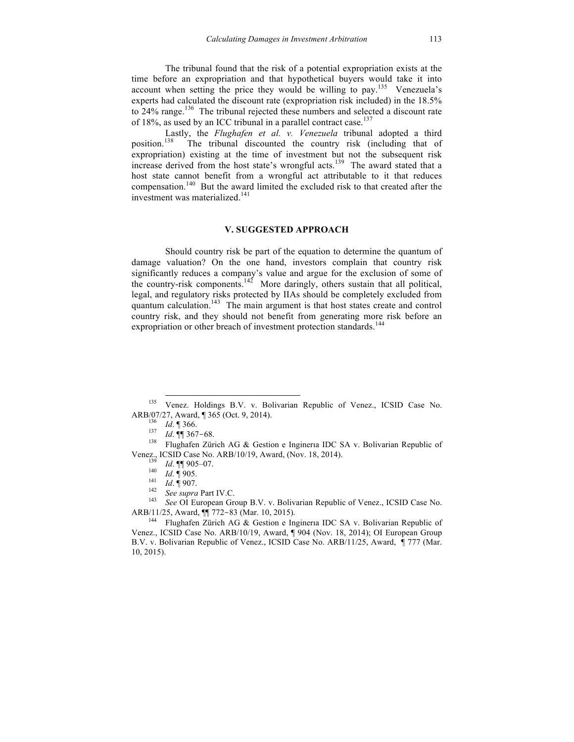The tribunal found that the risk of a potential expropriation exists at the time before an expropriation and that hypothetical buyers would take it into account when setting the price they would be willing to pay.[135] Venezuela's experts had calculated the discount rate (expropriation risk included) in the 18.5% to 24% range.[136] The tribunal rejected these numbers and selected a discount rate of 18%, as used by an ICC tribunal in a parallel contract case.[137]

Lastly, the *Flughafen et al. v. Venezuela* tribunal adopted a third position.[138] The tribunal discounted the country risk (including that of expropriation) existing at the time of investment but not the subsequent risk increase derived from the host state's wrongful acts.[139] The award stated that a host state cannot benefit from a wrongful act attributable to it that reduces compensation.[140] But the award limited the excluded risk to that created after the investment was materialized.[141]

## V. SUGGESTED APPROACH

Should country risk be part of the equation to determine the quantum of damage valuation? On the one hand, investors complain that country risk significantly reduces a company's value and argue for the exclusion of some of the country-risk components.[142] More daringly, others sustain that all political, legal, and regulatory risks protected by IIAs should be completely excluded from quantum calculation.[143] The main argument is that host states create and control country risk, and they should not benefit from generating more risk before an expropriation or other breach of investment protection standards.[144]

---

[135] Venez. Holdings B.V. v. Bolivarian Republic of Venez., ICSID Case No. ARB/07/27, Award, ¶ 365 (Oct. 9, 2014).

[136] *Id*. ¶ 366.

[137] *Id*. ¶¶ 367–68.

[138] Flughafen Zürich AG & Gestion e Ingenerıa IDC SA v. Bolivarian Republic of Venez., ICSID Case No. ARB/10/19, Award, (Nov. 18, 2014).

[139] *Id*. ¶¶ 905–07.

[140] *Id*. ¶ 905.

[141] *Id*. ¶ 907.

[142] *See supra* Part IV.C.

[143] *See* OI European Group B.V. v. Bolivarian Republic of Venez., ICSID Case No. ARB/11/25, Award, ¶¶ 772–83 (Mar. 10, 2015).

[144] Flughafen Zürich AG & Gestion e Ingenerıa IDC SA v. Bolivarian Republic of Venez., ICSID Case No. ARB/10/19, Award, ¶ 904 (Nov. 18, 2014); OI European Group B.V. v. Bolivarian Republic of Venez., ICSID Case No. ARB/11/25, Award, ¶ 777 (Mar. 10, 2015).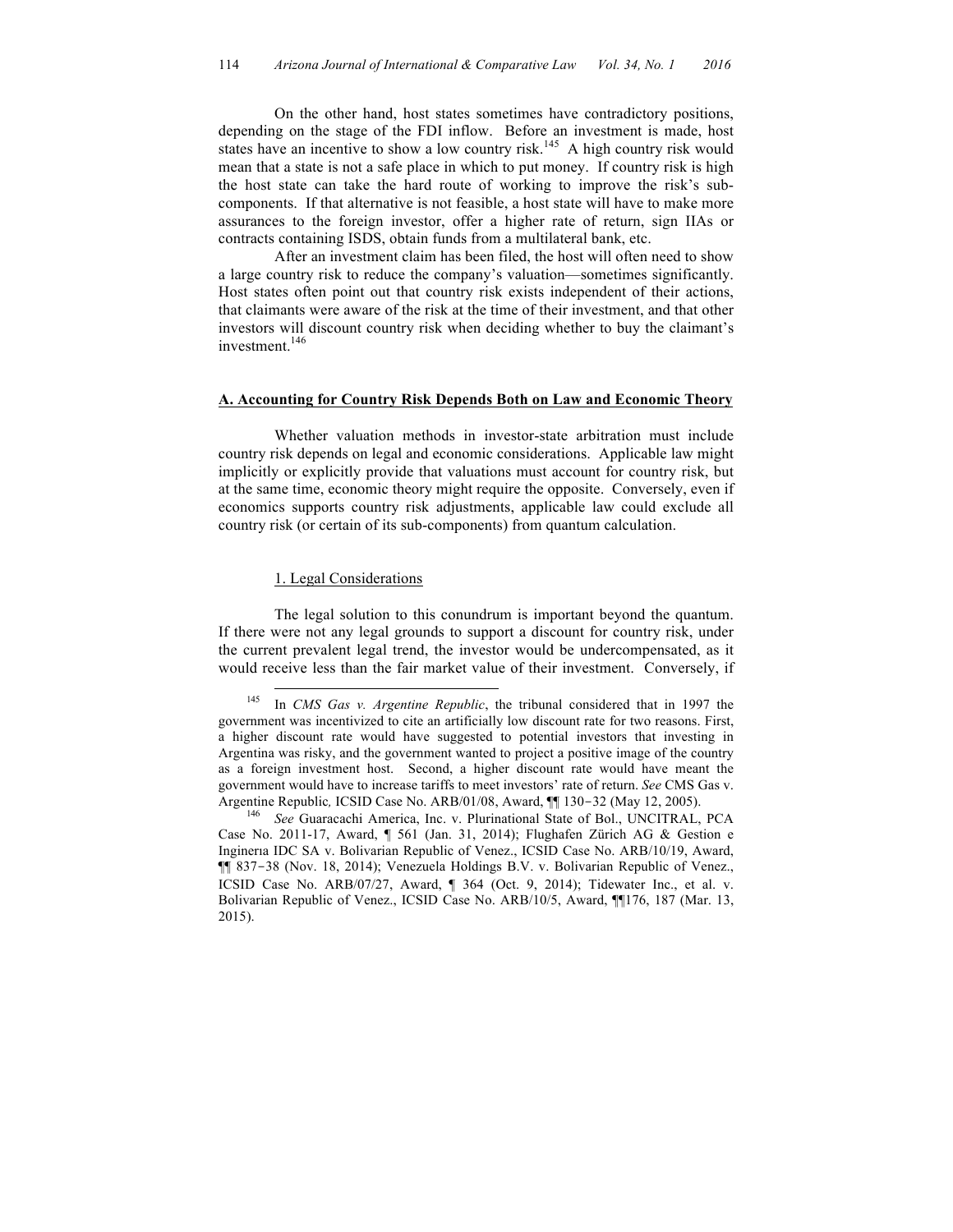On the other hand, host states sometimes have contradictory positions, depending on the stage of the FDI inflow. Before an investment is made, host states have an incentive to show a low country risk.[145] A high country risk would mean that a state is not a safe place in which to put money. If country risk is high the host state can take the hard route of working to improve the risk's sub-components. If that alternative is not feasible, a host state will have to make more assurances to the foreign investor, offer a higher rate of return, sign IIAs or contracts containing ISDS, obtain funds from a multilateral bank, etc.

After an investment claim has been filed, the host will often need to show a large country risk to reduce the company's valuation—sometimes significantly. Host states often point out that country risk exists independent of their actions, that claimants were aware of the risk at the time of their investment, and that other investors will discount country risk when deciding whether to buy the claimant's investment.[146]

## A. Accounting for Country Risk Depends Both on Law and Economic Theory

Whether valuation methods in investor-state arbitration must include country risk depends on legal and economic considerations. Applicable law might implicitly or explicitly provide that valuations must account for country risk, but at the same time, economic theory might require the opposite. Conversely, even if economics supports country risk adjustments, applicable law could exclude all country risk (or certain of its sub-components) from quantum calculation.

### 1. Legal Considerations

The legal solution to this conundrum is important beyond the quantum. If there were not any legal grounds to support a discount for country risk, under the current prevalent legal trend, the investor would be undercompensated, as it would receive less than the fair market value of their investment. Conversely, if

---

[145] In *CMS Gas v. Argentine Republic*, the tribunal considered that in 1997 the government was incentivized to cite an artificially low discount rate for two reasons. First, a higher discount rate would have suggested to potential investors that investing in Argentina was risky, and the government wanted to project a positive image of the country as a foreign investment host. Second, a higher discount rate would have meant the government would have to increase tariffs to meet investors' rate of return. *See* CMS Gas v. Argentine Republic*,* ICSID Case No. ARB/01/08, Award, ¶¶ 130–32 (May 12, 2005).

[146] *See* Guaracachi America, Inc. v. Plurinational State of Bol., UNCITRAL, PCA Case No. 2011-17, Award, ¶ 561 (Jan. 31, 2014); Flughafen Zürich AG & Gestion e Ingineria IDC SA v. Bolivarian Republic of Venez., ICSID Case No. ARB/10/19, Award, ¶¶ 837–38 (Nov. 18, 2014); Venezuela Holdings B.V. v. Bolivarian Republic of Venez., ICSID Case No. ARB/07/27, Award, ¶ 364 (Oct. 9, 2014); Tidewater Inc., et al. v. Bolivarian Republic of Venez., ICSID Case No. ARB/10/5, Award, ¶¶176, 187 (Mar. 13, 2015).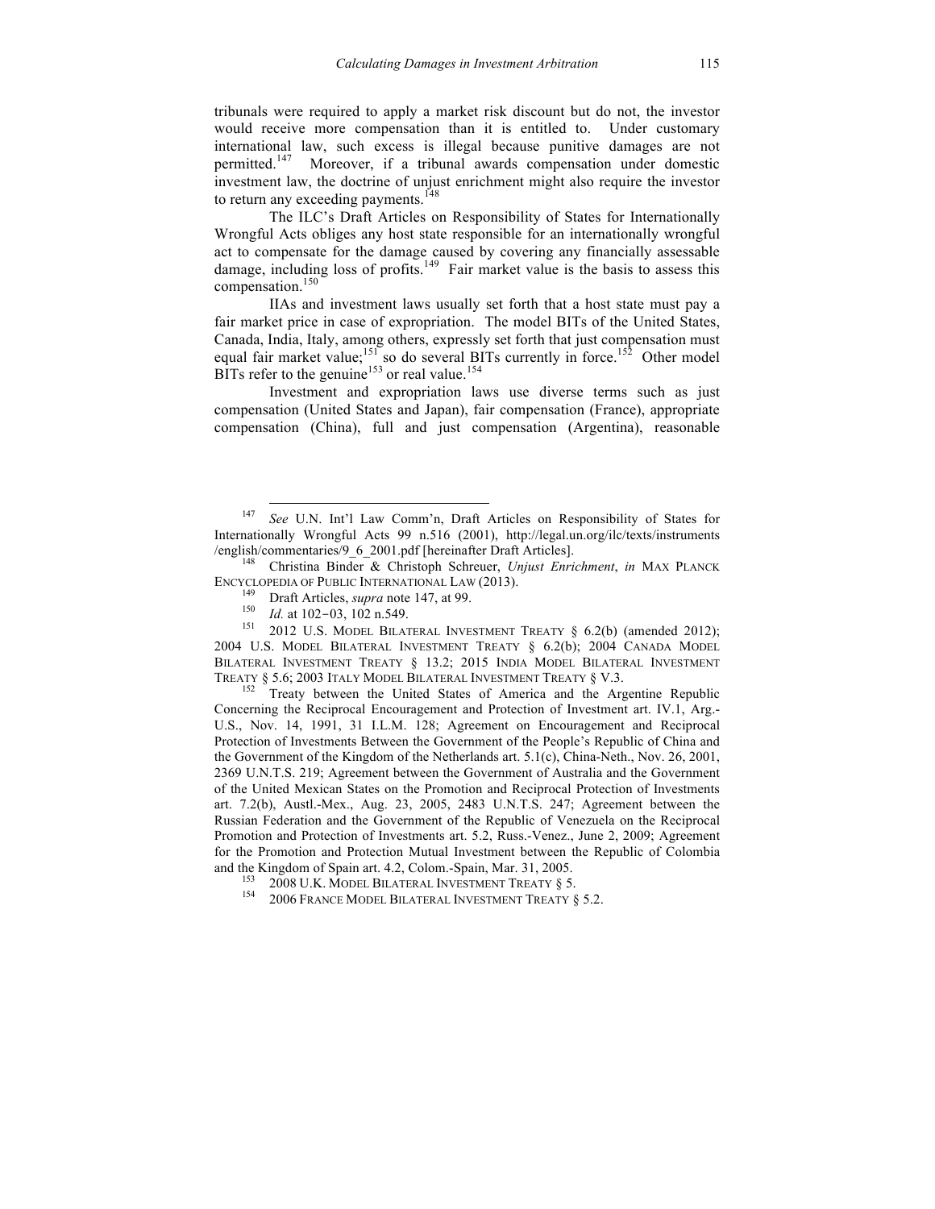tribunals were required to apply a market risk discount but do not, the investor would receive more compensation than it is entitled to. Under customary international law, such excess is illegal because punitive damages are not permitted.[147] Moreover, if a tribunal awards compensation under domestic investment law, the doctrine of unjust enrichment might also require the investor to return any exceeding payments.[148]

The ILC's Draft Articles on Responsibility of States for Internationally Wrongful Acts obliges any host state responsible for an internationally wrongful act to compensate for the damage caused by covering any financially assessable damage, including loss of profits.[149] Fair market value is the basis to assess this compensation.[150]

IIAs and investment laws usually set forth that a host state must pay a fair market price in case of expropriation. The model BITs of the United States, Canada, India, Italy, among others, expressly set forth that just compensation must equal fair market value;[151] so do several BITs currently in force.[152] Other model BITs refer to the genuine[153] or real value.[154]

Investment and expropriation laws use diverse terms such as just compensation (United States and Japan), fair compensation (France), appropriate compensation (China), full and just compensation (Argentina), reasonable

---

[147] *See* U.N. Int'l Law Comm'n, Draft Articles on Responsibility of States for Internationally Wrongful Acts 99 n.516 (2001), http://legal.un.org/ilc/texts/instruments/english/commentaries/9_6_2001.pdf [hereinafter Draft Articles].

[148] Christina Binder & Christoph Schreuer, *Unjust Enrichment*, *in* MAX PLANCK ENCYCLOPEDIA OF PUBLIC INTERNATIONAL LAW (2013).

[149] Draft Articles, *supra* note 147, at 99.

[150] *Id.* at 102–03, 102 n.549.

[151] 2012 U.S. MODEL BILATERAL INVESTMENT TREATY § 6.2(b) (amended 2012); 2004 U.S. MODEL BILATERAL INVESTMENT TREATY § 6.2(b); 2004 CANADA MODEL BILATERAL INVESTMENT TREATY § 13.2; 2015 INDIA MODEL BILATERAL INVESTMENT TREATY § 5.6; 2003 ITALY MODEL BILATERAL INVESTMENT TREATY § V.3.

[152] Treaty between the United States of America and the Argentine Republic Concerning the Reciprocal Encouragement and Protection of Investment art. IV.1, Arg.-U.S., Nov. 14, 1991, 31 I.L.M. 128; Agreement on Encouragement and Reciprocal Protection of Investments Between the Government of the People's Republic of China and the Government of the Kingdom of the Netherlands art. 5.1(c), China-Neth., Nov. 26, 2001, 2369 U.N.T.S. 219; Agreement between the Government of Australia and the Government of the United Mexican States on the Promotion and Reciprocal Protection of Investments art. 7.2(b), Austl.-Mex., Aug. 23, 2005, 2483 U.N.T.S. 247; Agreement between the Russian Federation and the Government of the Republic of Venezuela on the Reciprocal Promotion and Protection of Investments art. 5.2, Russ.-Venez., June 2, 2009; Agreement for the Promotion and Protection Mutual Investment between the Republic of Colombia and the Kingdom of Spain art. 4.2, Colom.-Spain, Mar. 31, 2005.

[153] 2008 U.K. MODEL BILATERAL INVESTMENT TREATY § 5.

[154] 2006 FRANCE MODEL BILATERAL INVESTMENT TREATY § 5.2.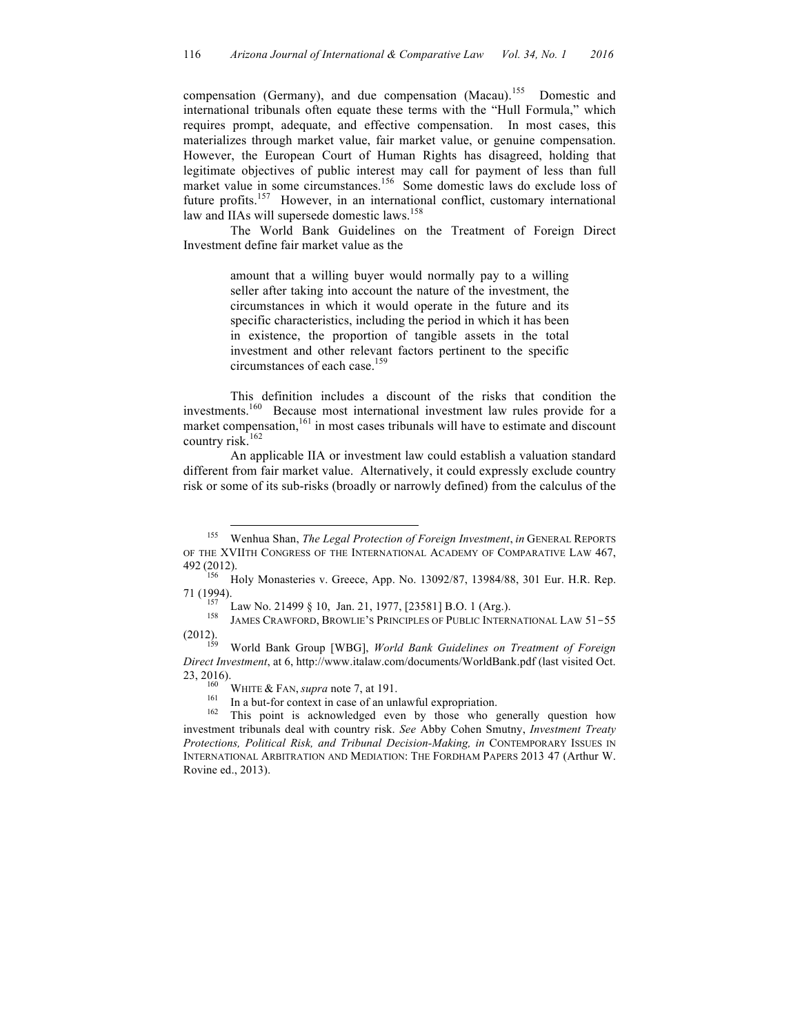compensation (Germany), and due compensation (Macau).[155] Domestic and international tribunals often equate these terms with the "Hull Formula," which requires prompt, adequate, and effective compensation. In most cases, this materializes through market value, fair market value, or genuine compensation. However, the European Court of Human Rights has disagreed, holding that legitimate objectives of public interest may call for payment of less than full market value in some circumstances.[156] Some domestic laws do exclude loss of future profits.[157] However, in an international conflict, customary international law and IIAs will supersede domestic laws.[158]

The World Bank Guidelines on the Treatment of Foreign Direct Investment define fair market value as the

> amount that a willing buyer would normally pay to a willing seller after taking into account the nature of the investment, the circumstances in which it would operate in the future and its specific characteristics, including the period in which it has been in existence, the proportion of tangible assets in the total investment and other relevant factors pertinent to the specific circumstances of each case.[159]

This definition includes a discount of the risks that condition the investments.[160] Because most international investment law rules provide for a market compensation,[161] in most cases tribunals will have to estimate and discount country risk.[162]

An applicable IIA or investment law could establish a valuation standard different from fair market value. Alternatively, it could expressly exclude country risk or some of its sub-risks (broadly or narrowly defined) from the calculus of the

---

[155] Wenhua Shan, *The Legal Protection of Foreign Investment*, *in* GENERAL REPORTS OF THE XVIITH CONGRESS OF THE INTERNATIONAL ACADEMY OF COMPARATIVE LAW 467, 492 (2012).

[156] Holy Monasteries v. Greece, App. No. 13092/87, 13984/88, 301 Eur. H.R. Rep. 71 (1994).

[157] Law No. 21499 § 10, Jan. 21, 1977, [23581] B.O. 1 (Arg.).

[158] JAMES CRAWFORD, BROWLIE'S PRINCIPLES OF PUBLIC INTERNATIONAL LAW 51–55 (2012).

[159] World Bank Group [WBG], *World Bank Guidelines on Treatment of Foreign Direct Investment*, at 6, http://www.italaw.com/documents/WorldBank.pdf (last visited Oct. 23, 2016).

[160] WHITE & FAN, *supra* note 7, at 191.

[161] In a but-for context in case of an unlawful expropriation.

[162] This point is acknowledged even by those who generally question how investment tribunals deal with country risk. *See* Abby Cohen Smutny, *Investment Treaty Protections, Political Risk, and Tribunal Decision-Making, in* CONTEMPORARY ISSUES IN INTERNATIONAL ARBITRATION AND MEDIATION: THE FORDHAM PAPERS 2013 47 (Arthur W. Rovine ed., 2013).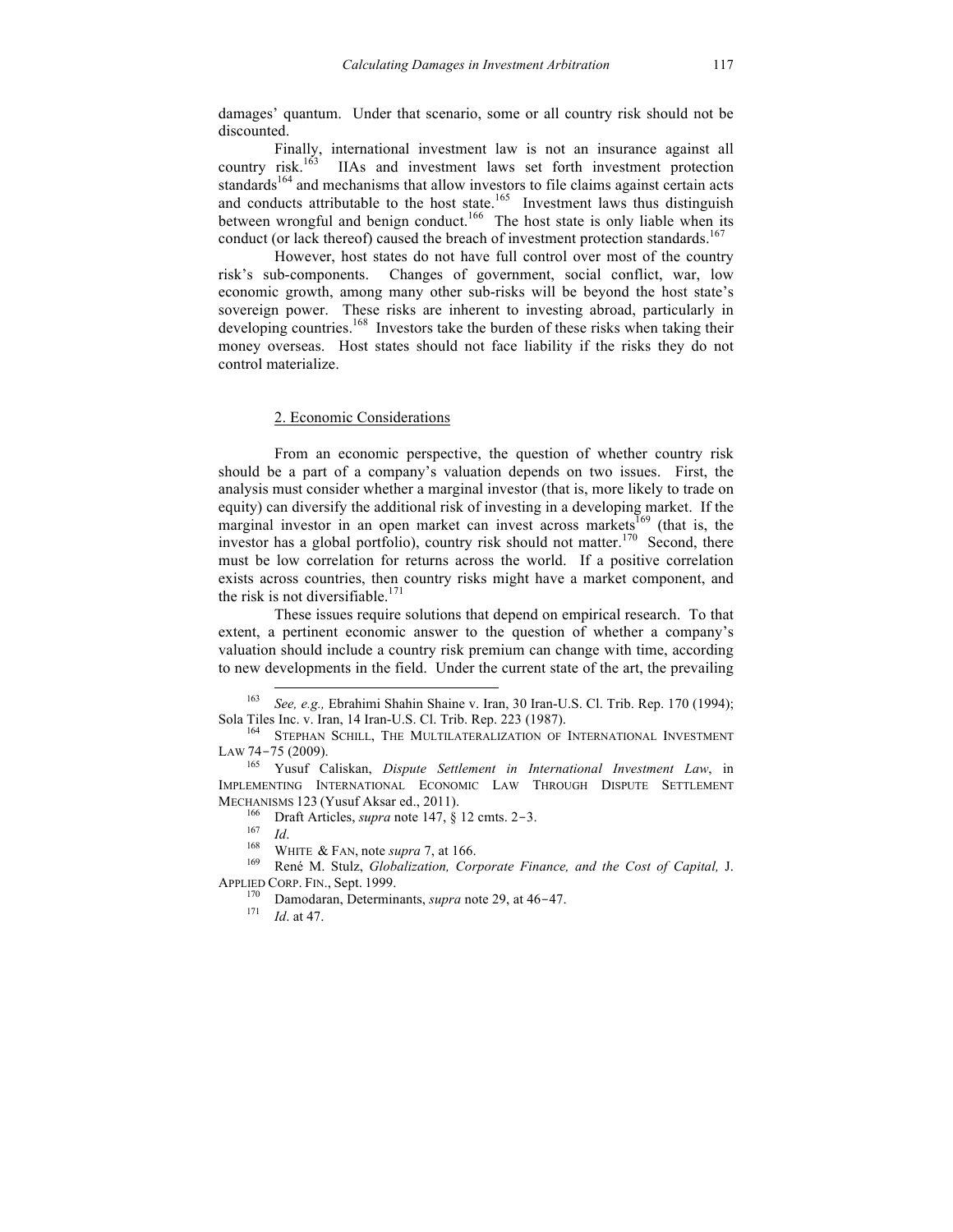damages' quantum. Under that scenario, some or all country risk should not be discounted.

Finally, international investment law is not an insurance against all country risk.[163] IIAs and investment laws set forth investment protection standards[164] and mechanisms that allow investors to file claims against certain acts and conducts attributable to the host state.[165] Investment laws thus distinguish between wrongful and benign conduct.[166] The host state is only liable when its conduct (or lack thereof) caused the breach of investment protection standards.[167]

However, host states do not have full control over most of the country risk's sub-components. Changes of government, social conflict, war, low economic growth, among many other sub-risks will be beyond the host state's sovereign power. These risks are inherent to investing abroad, particularly in developing countries.[168] Investors take the burden of these risks when taking their money overseas. Host states should not face liability if the risks they do not control materialize.

### 2. Economic Considerations

From an economic perspective, the question of whether country risk should be a part of a company's valuation depends on two issues. First, the analysis must consider whether a marginal investor (that is, more likely to trade on equity) can diversify the additional risk of investing in a developing market. If the marginal investor in an open market can invest across markets[169] (that is, the investor has a global portfolio), country risk should not matter.[170] Second, there must be low correlation for returns across the world. If a positive correlation exists across countries, then country risks might have a market component, and the risk is not diversifiable.[171]

These issues require solutions that depend on empirical research. To that extent, a pertinent economic answer to the question of whether a company's valuation should include a country risk premium can change with time, according to new developments in the field. Under the current state of the art, the prevailing

---

[163] *See, e.g.,* Ebrahimi Shahin Shaine v. Iran, 30 Iran-U.S. Cl. Trib. Rep. 170 (1994); Sola Tiles Inc. v. Iran, 14 Iran-U.S. Cl. Trib. Rep. 223 (1987).

[164] STEPHAN SCHILL, THE MULTILATERALIZATION OF INTERNATIONAL INVESTMENT LAW 74–75 (2009).

[165] Yusuf Caliskan, *Dispute Settlement in International Investment Law*, in IMPLEMENTING INTERNATIONAL ECONOMIC LAW THROUGH DISPUTE SETTLEMENT MECHANISMS 123 (Yusuf Aksar ed., 2011).

[166] Draft Articles, *supra* note 147, § 12 cmts. 2–3.

[167] *Id*.

[168] WHITE & FAN, note *supra* 7, at 166.

[169] René M. Stulz, *Globalization, Corporate Finance, and the Cost of Capital,* J. APPLIED CORP. FIN., Sept. 1999.

[170] Damodaran, Determinants, *supra* note 29, at 46–47.

[171] *Id*. at 47.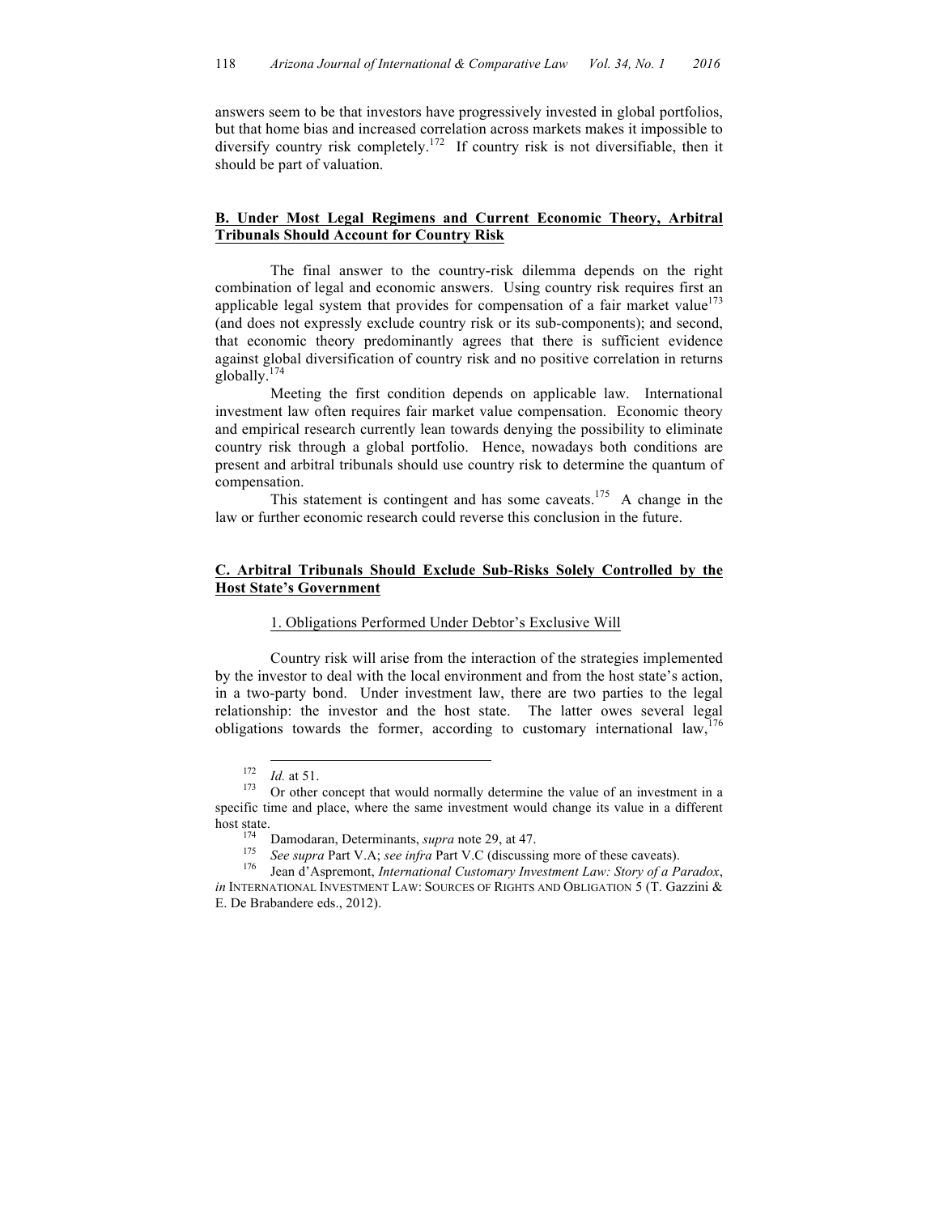answers seem to be that investors have progressively invested in global portfolios, but that home bias and increased correlation across markets makes it impossible to diversify country risk completely.[172] If country risk is not diversifiable, then it should be part of valuation.

## B. Under Most Legal Regimens and Current Economic Theory, Arbitral Tribunals Should Account for Country Risk

The final answer to the country-risk dilemma depends on the right combination of legal and economic answers. Using country risk requires first an applicable legal system that provides for compensation of a fair market value[173] (and does not expressly exclude country risk or its sub-components); and second, that economic theory predominantly agrees that there is sufficient evidence against global diversification of country risk and no positive correlation in returns globally.[174]

Meeting the first condition depends on applicable law. International investment law often requires fair market value compensation. Economic theory and empirical research currently lean towards denying the possibility to eliminate country risk through a global portfolio. Hence, nowadays both conditions are present and arbitral tribunals should use country risk to determine the quantum of compensation.

This statement is contingent and has some caveats.[175] A change in the law or further economic research could reverse this conclusion in the future.

## C. Arbitral Tribunals Should Exclude Sub-Risks Solely Controlled by the Host State's Government

### 1. Obligations Performed Under Debtor's Exclusive Will

Country risk will arise from the interaction of the strategies implemented by the investor to deal with the local environment and from the host state's action, in a two-party bond. Under investment law, there are two parties to the legal relationship: the investor and the host state. The latter owes several legal obligations towards the former, according to customary international law,[176]

---

[172] *Id.* at 51.

[173] Or other concept that would normally determine the value of an investment in a specific time and place, where the same investment would change its value in a different host state.

[174] Damodaran, Determinants, *supra* note 29, at 47.

[175] *See supra* Part V.A; *see infra* Part V.C (discussing more of these caveats).

[176] Jean d'Aspremont, *International Customary Investment Law: Story of a Paradox*, *in* INTERNATIONAL INVESTMENT LAW: SOURCES OF RIGHTS AND OBLIGATION 5 (T. Gazzini & E. De Brabandere eds., 2012).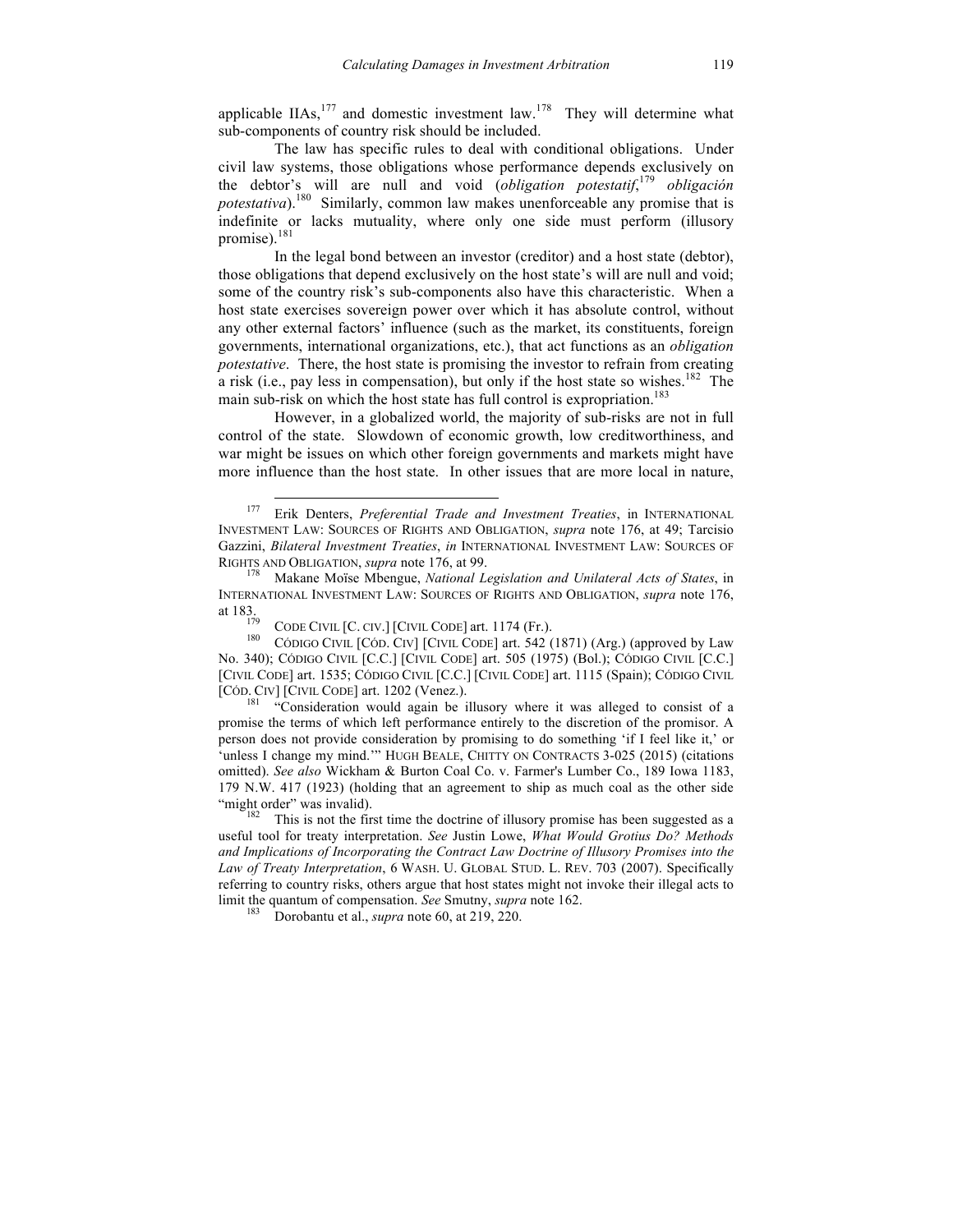applicable IIAs,[177] and domestic investment law.[178] They will determine what sub-components of country risk should be included.

The law has specific rules to deal with conditional obligations. Under civil law systems, those obligations whose performance depends exclusively on the debtor's will are null and void (*obligation potestatif*,[179] *obligación potestativa*).[180] Similarly, common law makes unenforceable any promise that is indefinite or lacks mutuality, where only one side must perform (illusory promise).[181]

In the legal bond between an investor (creditor) and a host state (debtor), those obligations that depend exclusively on the host state's will are null and void; some of the country risk's sub-components also have this characteristic. When a host state exercises sovereign power over which it has absolute control, without any other external factors' influence (such as the market, its constituents, foreign governments, international organizations, etc.), that act functions as an *obligation potestative*. There, the host state is promising the investor to refrain from creating a risk (i.e., pay less in compensation), but only if the host state so wishes.[182] The main sub-risk on which the host state has full control is expropriation.[183]

However, in a globalized world, the majority of sub-risks are not in full control of the state. Slowdown of economic growth, low creditworthiness, and war might be issues on which other foreign governments and markets might have more influence than the host state. In other issues that are more local in nature,

---

[177] Erik Denters, *Preferential Trade and Investment Treaties*, in INTERNATIONAL INVESTMENT LAW: SOURCES OF RIGHTS AND OBLIGATION, *supra* note 176, at 49; Tarcisio Gazzini, *Bilateral Investment Treaties*, *in* INTERNATIONAL INVESTMENT LAW: SOURCES OF RIGHTS AND OBLIGATION, *supra* note 176, at 99.

[178] Makane Moïse Mbengue, *National Legislation and Unilateral Acts of States*, in INTERNATIONAL INVESTMENT LAW: SOURCES OF RIGHTS AND OBLIGATION, *supra* note 176, at 183.

[179] CODE CIVIL [C. CIV.] [CIVIL CODE] art. 1174 (Fr.).

[180] CÓDIGO CIVIL [CÓD. CIV] [CIVIL CODE] art. 542 (1871) (Arg.) (approved by Law No. 340); CÓDIGO CIVIL [C.C.] [CIVIL CODE] art. 505 (1975) (Bol.); CÓDIGO CIVIL [C.C.] [CIVIL CODE] art. 1535; CÓDIGO CIVIL [C.C.] [CIVIL CODE] art. 1115 (Spain); CÓDIGO CIVIL [CÓD. CIV] [CIVIL CODE] art. 1202 (Venez.).

[181] "Consideration would again be illusory where it was alleged to consist of a promise the terms of which left performance entirely to the discretion of the promisor. A person does not provide consideration by promising to do something 'if I feel like it,' or 'unless I change my mind.'" HUGH BEALE, CHITTY ON CONTRACTS 3-025 (2015) (citations omitted). *See also* Wickham & Burton Coal Co. v. Farmer's Lumber Co., 189 Iowa 1183, 179 N.W. 417 (1923) (holding that an agreement to ship as much coal as the other side "might order" was invalid).

[182] This is not the first time the doctrine of illusory promise has been suggested as a useful tool for treaty interpretation. *See* Justin Lowe, *What Would Grotius Do? Methods and Implications of Incorporating the Contract Law Doctrine of Illusory Promises into the Law of Treaty Interpretation*, 6 WASH. U. GLOBAL STUD. L. REV. 703 (2007). Specifically referring to country risks, others argue that host states might not invoke their illegal acts to limit the quantum of compensation. *See* Smutny, *supra* note 162.

[183] Dorobantu et al., *supra* note 60, at 219, 220.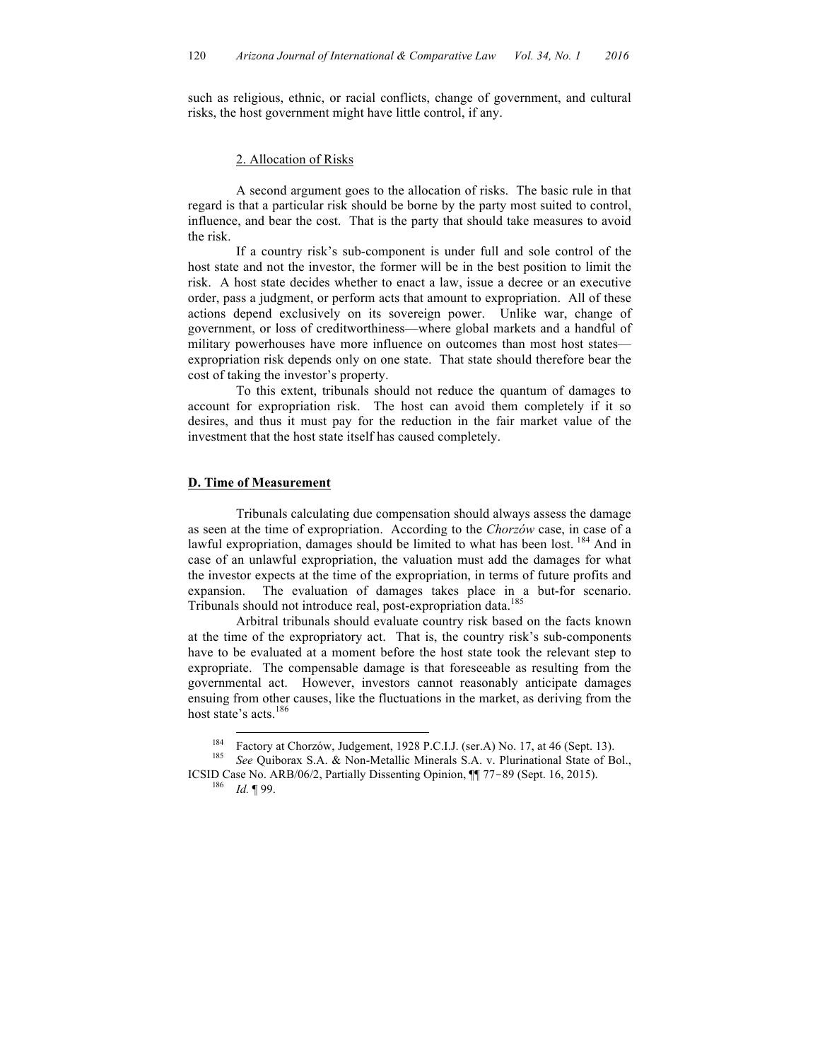such as religious, ethnic, or racial conflicts, change of government, and cultural risks, the host government might have little control, if any.

### 2. Allocation of Risks

A second argument goes to the allocation of risks. The basic rule in that regard is that a particular risk should be borne by the party most suited to control, influence, and bear the cost. That is the party that should take measures to avoid the risk.

If a country risk's sub-component is under full and sole control of the host state and not the investor, the former will be in the best position to limit the risk. A host state decides whether to enact a law, issue a decree or an executive order, pass a judgment, or perform acts that amount to expropriation. All of these actions depend exclusively on its sovereign power. Unlike war, change of government, or loss of creditworthiness—where global markets and a handful of military powerhouses have more influence on outcomes than most host states—expropriation risk depends only on one state. That state should therefore bear the cost of taking the investor's property.

To this extent, tribunals should not reduce the quantum of damages to account for expropriation risk. The host can avoid them completely if it so desires, and thus it must pay for the reduction in the fair market value of the investment that the host state itself has caused completely.

## D. Time of Measurement

Tribunals calculating due compensation should always assess the damage as seen at the time of expropriation. According to the *Chorzów* case, in case of a lawful expropriation, damages should be limited to what has been lost.[184] And in case of an unlawful expropriation, the valuation must add the damages for what the investor expects at the time of the expropriation, in terms of future profits and expansion. The evaluation of damages takes place in a but-for scenario. Tribunals should not introduce real, post-expropriation data.[185]

Arbitral tribunals should evaluate country risk based on the facts known at the time of the expropriatory act. That is, the country risk's sub-components have to be evaluated at a moment before the host state took the relevant step to expropriate. The compensable damage is that foreseeable as resulting from the governmental act. However, investors cannot reasonably anticipate damages ensuing from other causes, like the fluctuations in the market, as deriving from the host state's acts.[186]

---

[184] Factory at Chorzów, Judgement, 1928 P.C.I.J. (ser.A) No. 17, at 46 (Sept. 13).

[185] *See* Quiborax S.A. & Non-Metallic Minerals S.A. v. Plurinational State of Bol., ICSID Case No. ARB/06/2, Partially Dissenting Opinion, ¶¶ 77–89 (Sept. 16, 2015).

[186] *Id.* ¶ 99.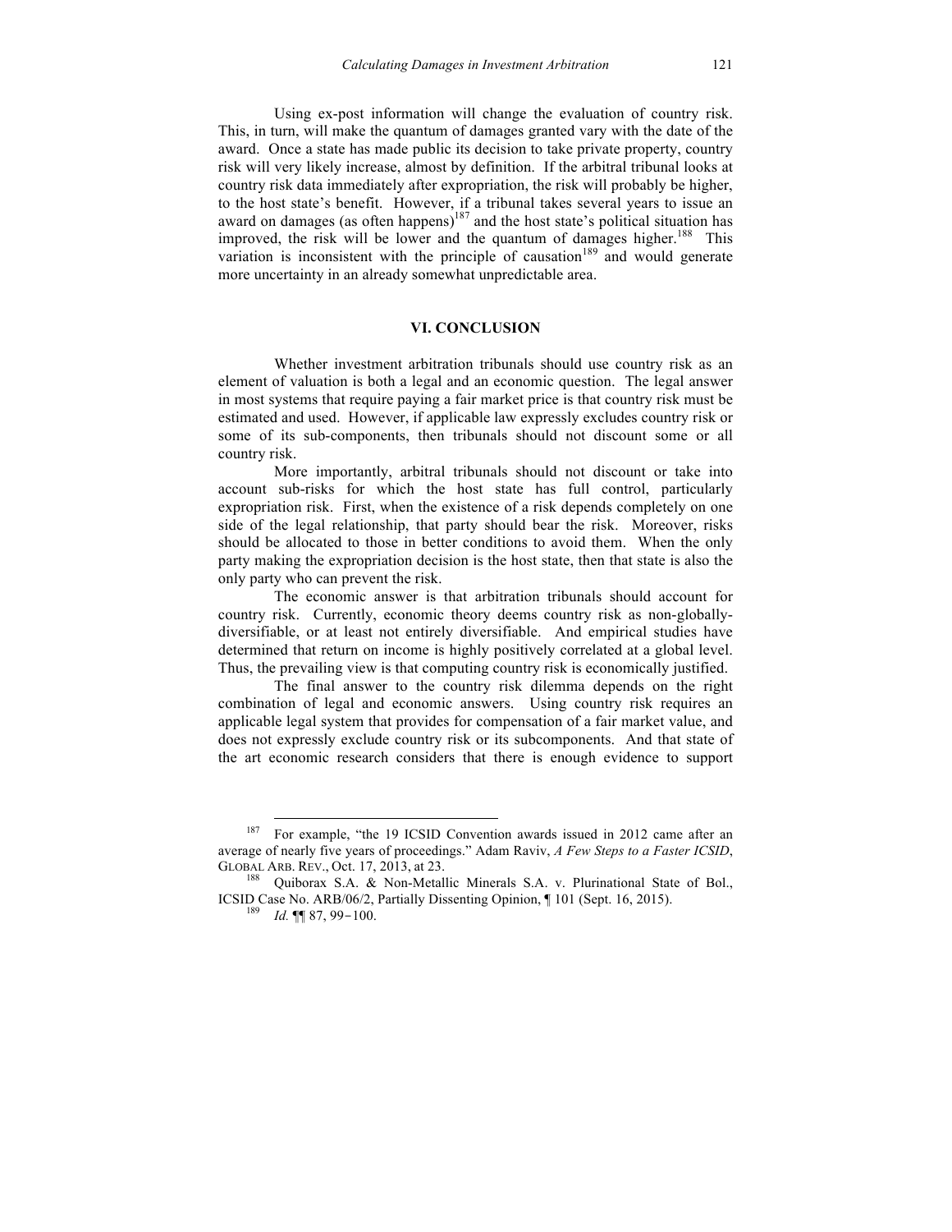Using ex-post information will change the evaluation of country risk. This, in turn, will make the quantum of damages granted vary with the date of the award. Once a state has made public its decision to take private property, country risk will very likely increase, almost by definition. If the arbitral tribunal looks at country risk data immediately after expropriation, the risk will probably be higher, to the host state's benefit. However, if a tribunal takes several years to issue an award on damages (as often happens)[187] and the host state's political situation has improved, the risk will be lower and the quantum of damages higher.[188] This variation is inconsistent with the principle of causation[189] and would generate more uncertainty in an already somewhat unpredictable area.

## VI. CONCLUSION

Whether investment arbitration tribunals should use country risk as an element of valuation is both a legal and an economic question. The legal answer in most systems that require paying a fair market price is that country risk must be estimated and used. However, if applicable law expressly excludes country risk or some of its sub-components, then tribunals should not discount some or all country risk.

More importantly, arbitral tribunals should not discount or take into account sub-risks for which the host state has full control, particularly expropriation risk. First, when the existence of a risk depends completely on one side of the legal relationship, that party should bear the risk. Moreover, risks should be allocated to those in better conditions to avoid them. When the only party making the expropriation decision is the host state, then that state is also the only party who can prevent the risk.

The economic answer is that arbitration tribunals should account for country risk. Currently, economic theory deems country risk as non-globally-diversifiable, or at least not entirely diversifiable. And empirical studies have determined that return on income is highly positively correlated at a global level. Thus, the prevailing view is that computing country risk is economically justified.

The final answer to the country risk dilemma depends on the right combination of legal and economic answers. Using country risk requires an applicable legal system that provides for compensation of a fair market value, and does not expressly exclude country risk or its subcomponents. And that state of the art economic research considers that there is enough evidence to support

---

[187] For example, "the 19 ICSID Convention awards issued in 2012 came after an average of nearly five years of proceedings." Adam Raviv, *A Few Steps to a Faster ICSID*, GLOBAL ARB. REV., Oct. 17, 2013, at 23.

[188] Quiborax S.A. & Non-Metallic Minerals S.A. v. Plurinational State of Bol., ICSID Case No. ARB/06/2, Partially Dissenting Opinion, ¶ 101 (Sept. 16, 2015).

[189] *Id.* ¶¶ 87, 99–100.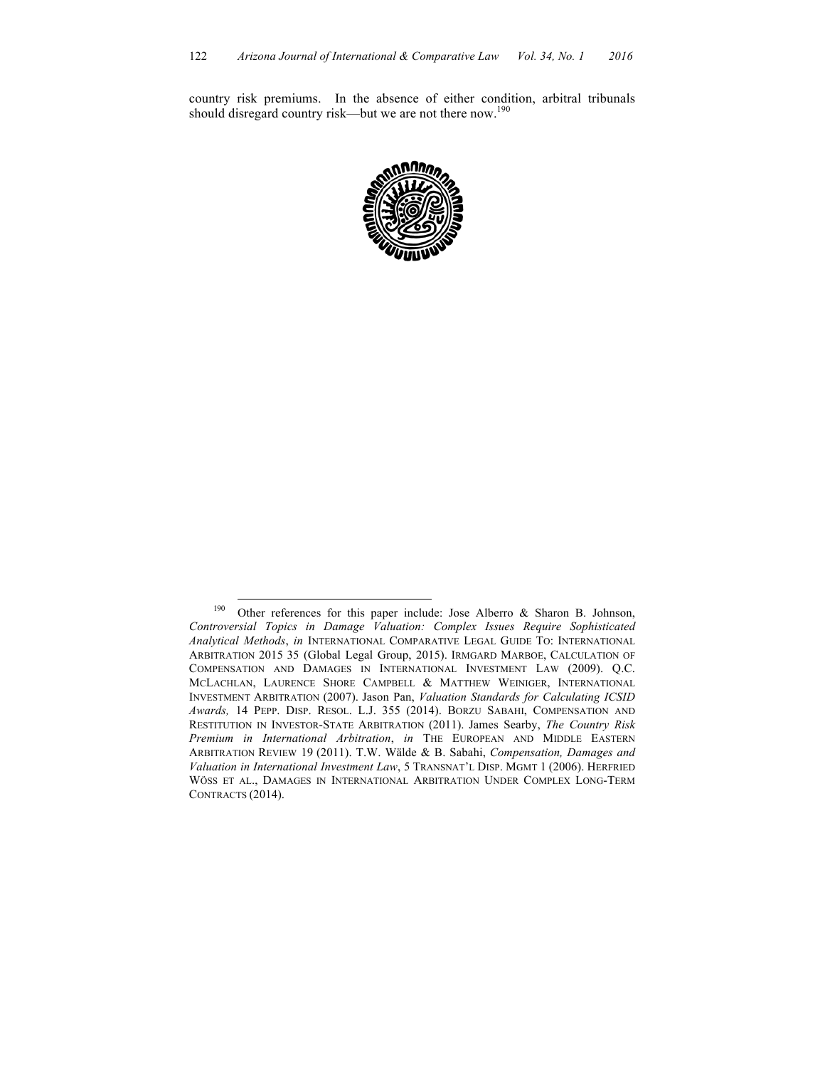country risk premiums. In the absence of either condition, arbitral tribunals should disregard country risk—but we are not there now.[190]

---

[190] Other references for this paper include: Jose Alberro & Sharon B. Johnson, *Controversial Topics in Damage Valuation: Complex Issues Require Sophisticated Analytical Methods*, *in* INTERNATIONAL COMPARATIVE LEGAL GUIDE TO: INTERNATIONAL ARBITRATION 2015 35 (Global Legal Group, 2015). IRMGARD MARBOE, CALCULATION OF COMPENSATION AND DAMAGES IN INTERNATIONAL INVESTMENT LAW (2009). Q.C. MCLACHLAN, LAURENCE SHORE CAMPBELL & MATTHEW WEINIGER, INTERNATIONAL INVESTMENT ARBITRATION (2007). Jason Pan, *Valuation Standards for Calculating ICSID Awards,* 14 PEPP. DISP. RESOL. L.J. 355 (2014). BORZU SABAHI, COMPENSATION AND RESTITUTION IN INVESTOR-STATE ARBITRATION (2011). James Searby, *The Country Risk Premium in International Arbitration*, *in* THE EUROPEAN AND MIDDLE EASTERN ARBITRATION REVIEW 19 (2011). T.W. Wälde & B. Sabahi, *Compensation, Damages and Valuation in International Investment Law*, 5 TRANSNAT'L DISP. MGMT 1 (2006). HERFRIED WÖSS ET AL., DAMAGES IN INTERNATIONAL ARBITRATION UNDER COMPLEX LONG-TERM CONTRACTS (2014).